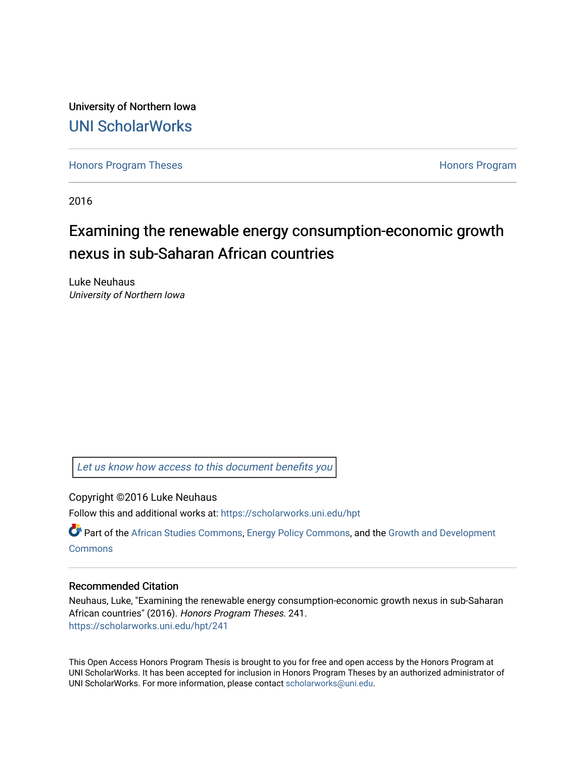University of Northern Iowa

# UNI ScholarWorks

Honors Program Theses | Honors Program

2016

# Examining the renewable energy consumption-economic growth nexus in sub-Saharan African countries

Luke Neuhaus
*University of Northern Iowa*

Let us know how access to this document benefits you

Copyright ©2016 Luke Neuhaus

Follow this and additional works at: https://scholarworks.uni.edu/hpt

Part of the African Studies Commons, Energy Policy Commons, and the Growth and Development Commons

## Recommended Citation

Neuhaus, Luke, "Examining the renewable energy consumption-economic growth nexus in sub-Saharan African countries" (2016). *Honors Program Theses*. 241.
https://scholarworks.uni.edu/hpt/241

This Open Access Honors Program Thesis is brought to you for free and open access by the Honors Program at UNI ScholarWorks. It has been accepted for inclusion in Honors Program Theses by an authorized administrator of UNI ScholarWorks. For more information, please contact scholarworks@uni.edu.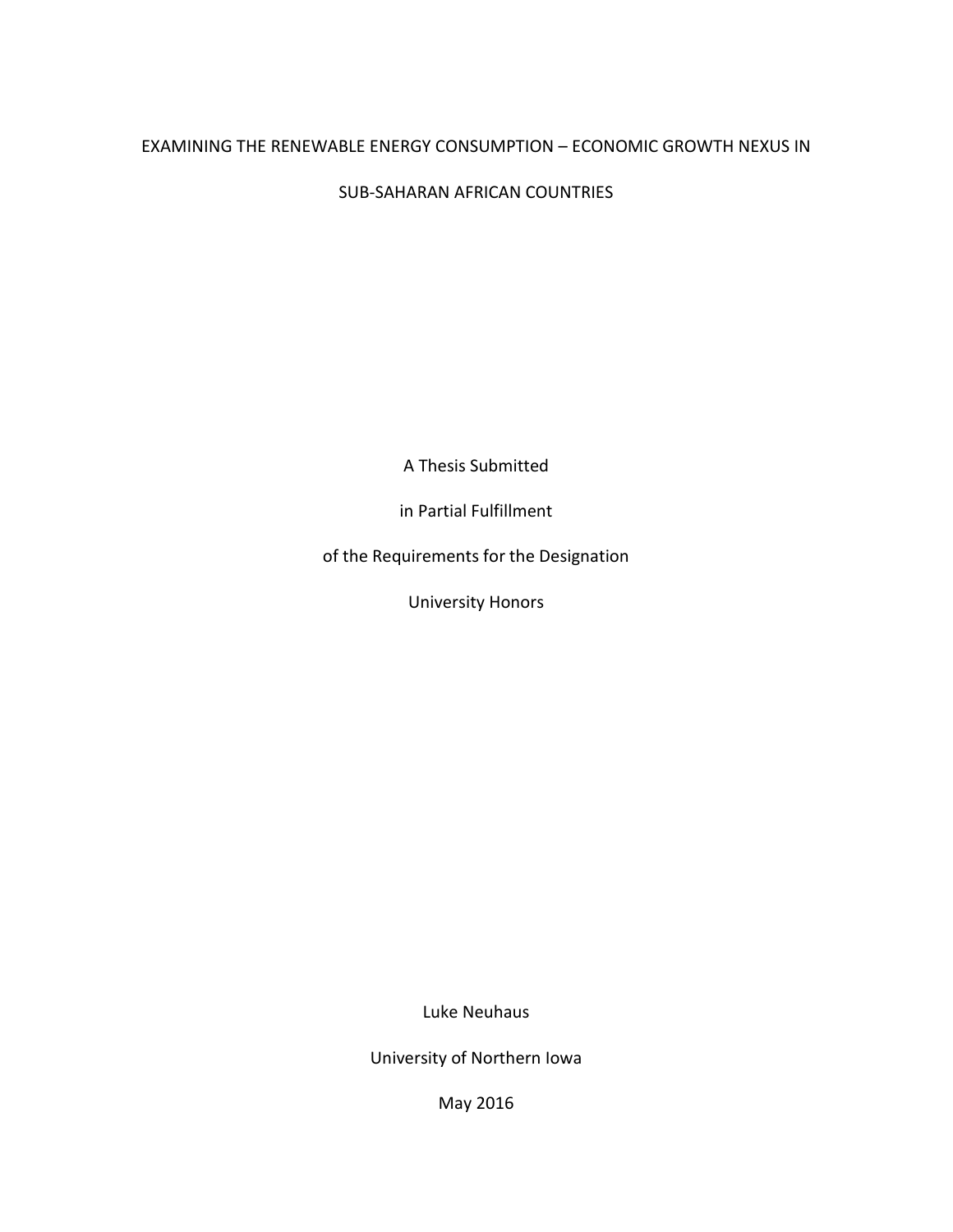# EXAMINING THE RENEWABLE ENERGY CONSUMPTION – ECONOMIC GROWTH NEXUS IN SUB-SAHARAN AFRICAN COUNTRIES

A Thesis Submitted

in Partial Fulfillment

of the Requirements for the Designation

University Honors

Luke Neuhaus

University of Northern Iowa

May 2016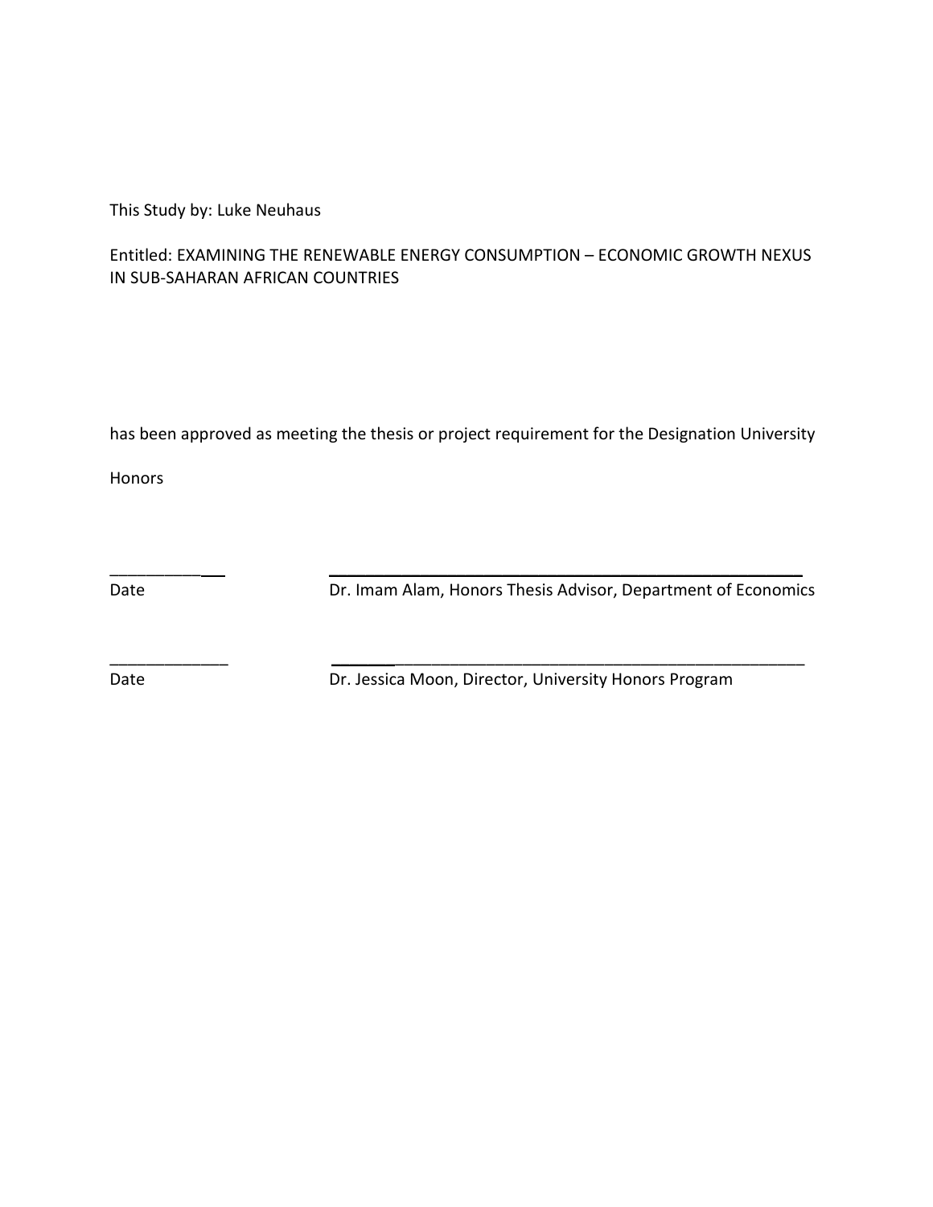This Study by: Luke Neuhaus

Entitled: EXAMINING THE RENEWABLE ENERGY CONSUMPTION – ECONOMIC GROWTH NEXUS IN SUB-SAHARAN AFRICAN COUNTRIES

has been approved as meeting the thesis or project requirement for the Designation University Honors

\_\_\_\_\_\_\_\_\_\_\_\_\_ \_\_\_\_\_\_\_\_\_\_\_\_\_\_\_\_\_\_\_\_\_\_\_\_\_\_\_\_\_\_\_\_\_\_\_\_\_\_\_\_\_\_\_\_\_\_\_\_\_\_\_\_

Date Dr. Imam Alam, Honors Thesis Advisor, Department of Economics

\_\_\_\_\_\_\_\_\_\_\_\_\_ \_\_\_\_\_\_\_\_\_\_\_\_\_\_\_\_\_\_\_\_\_\_\_\_\_\_\_\_\_\_\_\_\_\_\_\_\_\_\_\_\_\_\_\_\_\_\_\_\_\_\_\_

Date Dr. Jessica Moon, Director, University Honors Program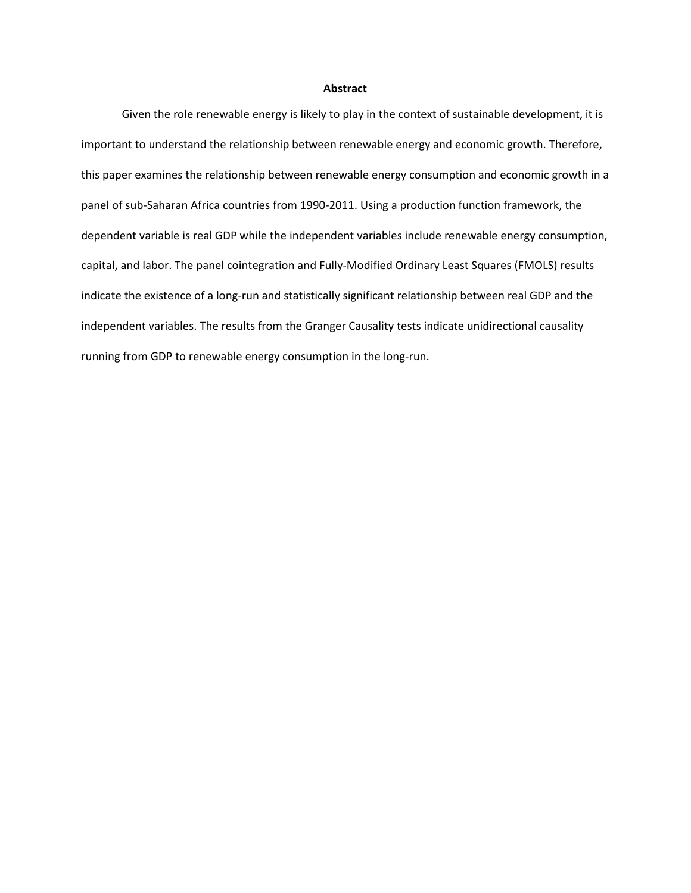## Abstract

Given the role renewable energy is likely to play in the context of sustainable development, it is important to understand the relationship between renewable energy and economic growth. Therefore, this paper examines the relationship between renewable energy consumption and economic growth in a panel of sub-Saharan Africa countries from 1990-2011. Using a production function framework, the dependent variable is real GDP while the independent variables include renewable energy consumption, capital, and labor. The panel cointegration and Fully-Modified Ordinary Least Squares (FMOLS) results indicate the existence of a long-run and statistically significant relationship between real GDP and the independent variables. The results from the Granger Causality tests indicate unidirectional causality running from GDP to renewable energy consumption in the long-run.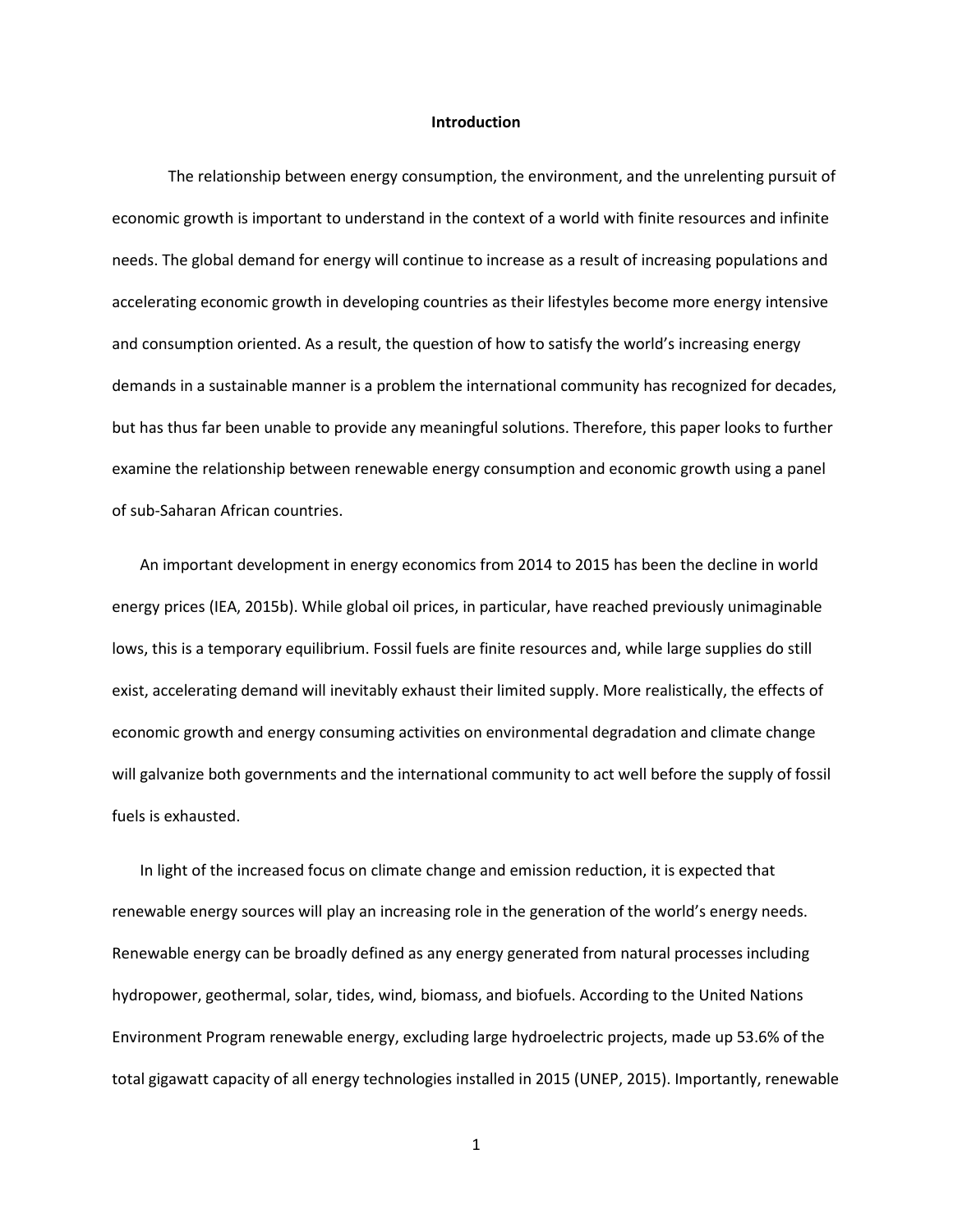# Introduction

The relationship between energy consumption, the environment, and the unrelenting pursuit of economic growth is important to understand in the context of a world with finite resources and infinite needs. The global demand for energy will continue to increase as a result of increasing populations and accelerating economic growth in developing countries as their lifestyles become more energy intensive and consumption oriented. As a result, the question of how to satisfy the world's increasing energy demands in a sustainable manner is a problem the international community has recognized for decades, but has thus far been unable to provide any meaningful solutions. Therefore, this paper looks to further examine the relationship between renewable energy consumption and economic growth using a panel of sub-Saharan African countries.

An important development in energy economics from 2014 to 2015 has been the decline in world energy prices (IEA, 2015b). While global oil prices, in particular, have reached previously unimaginable lows, this is a temporary equilibrium. Fossil fuels are finite resources and, while large supplies do still exist, accelerating demand will inevitably exhaust their limited supply. More realistically, the effects of economic growth and energy consuming activities on environmental degradation and climate change will galvanize both governments and the international community to act well before the supply of fossil fuels is exhausted.

In light of the increased focus on climate change and emission reduction, it is expected that renewable energy sources will play an increasing role in the generation of the world's energy needs. Renewable energy can be broadly defined as any energy generated from natural processes including hydropower, geothermal, solar, tides, wind, biomass, and biofuels. According to the United Nations Environment Program renewable energy, excluding large hydroelectric projects, made up 53.6% of the total gigawatt capacity of all energy technologies installed in 2015 (UNEP, 2015). Importantly, renewable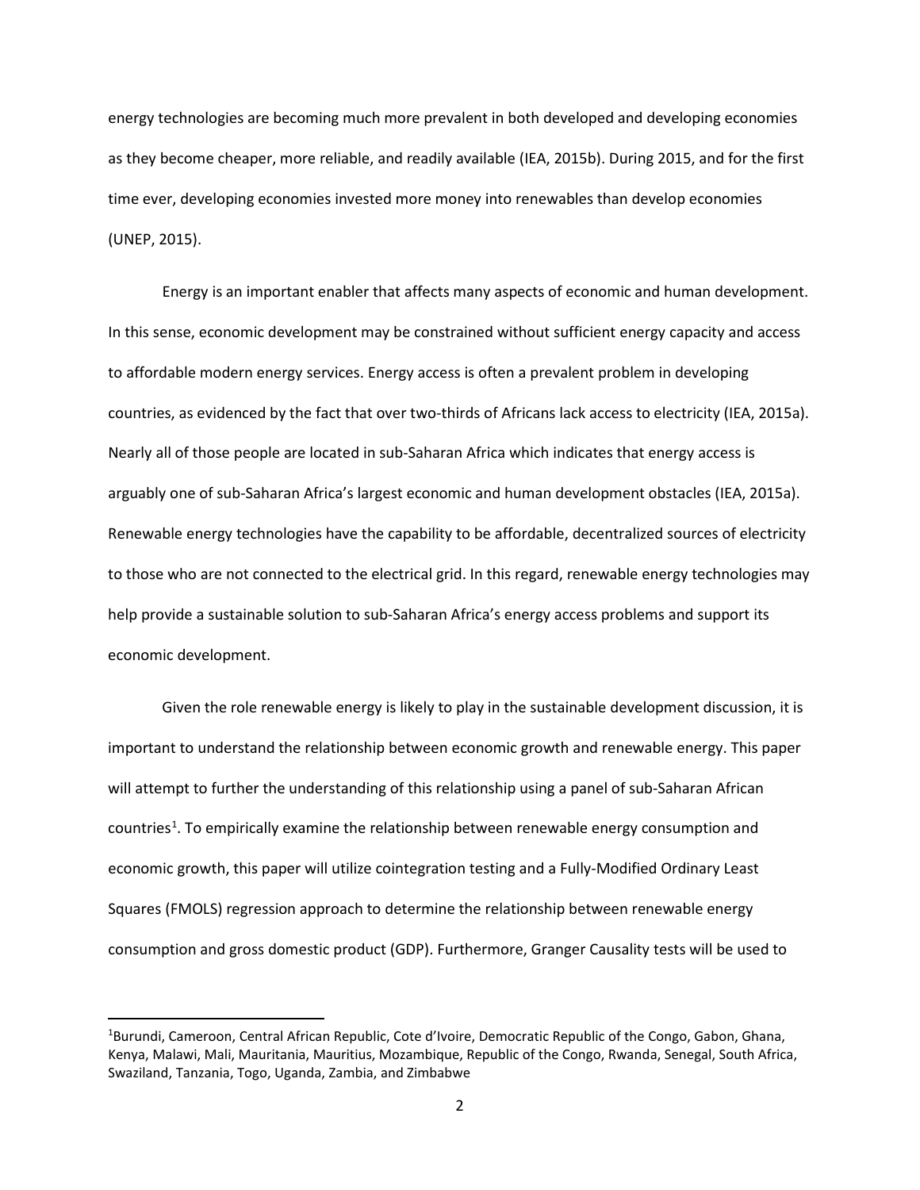energy technologies are becoming much more prevalent in both developed and developing economies as they become cheaper, more reliable, and readily available (IEA, 2015b). During 2015, and for the first time ever, developing economies invested more money into renewables than develop economies (UNEP, 2015).

Energy is an important enabler that affects many aspects of economic and human development. In this sense, economic development may be constrained without sufficient energy capacity and access to affordable modern energy services. Energy access is often a prevalent problem in developing countries, as evidenced by the fact that over two-thirds of Africans lack access to electricity (IEA, 2015a). Nearly all of those people are located in sub-Saharan Africa which indicates that energy access is arguably one of sub-Saharan Africa's largest economic and human development obstacles (IEA, 2015a). Renewable energy technologies have the capability to be affordable, decentralized sources of electricity to those who are not connected to the electrical grid. In this regard, renewable energy technologies may help provide a sustainable solution to sub-Saharan Africa's energy access problems and support its economic development.

Given the role renewable energy is likely to play in the sustainable development discussion, it is important to understand the relationship between economic growth and renewable energy. This paper will attempt to further the understanding of this relationship using a panel of sub-Saharan African countries[1]. To empirically examine the relationship between renewable energy consumption and economic growth, this paper will utilize cointegration testing and a Fully-Modified Ordinary Least Squares (FMOLS) regression approach to determine the relationship between renewable energy consumption and gross domestic product (GDP). Furthermore, Granger Causality tests will be used to

[1]Burundi, Cameroon, Central African Republic, Cote d'Ivoire, Democratic Republic of the Congo, Gabon, Ghana, Kenya, Malawi, Mali, Mauritania, Mauritius, Mozambique, Republic of the Congo, Rwanda, Senegal, South Africa, Swaziland, Tanzania, Togo, Uganda, Zambia, and Zimbabwe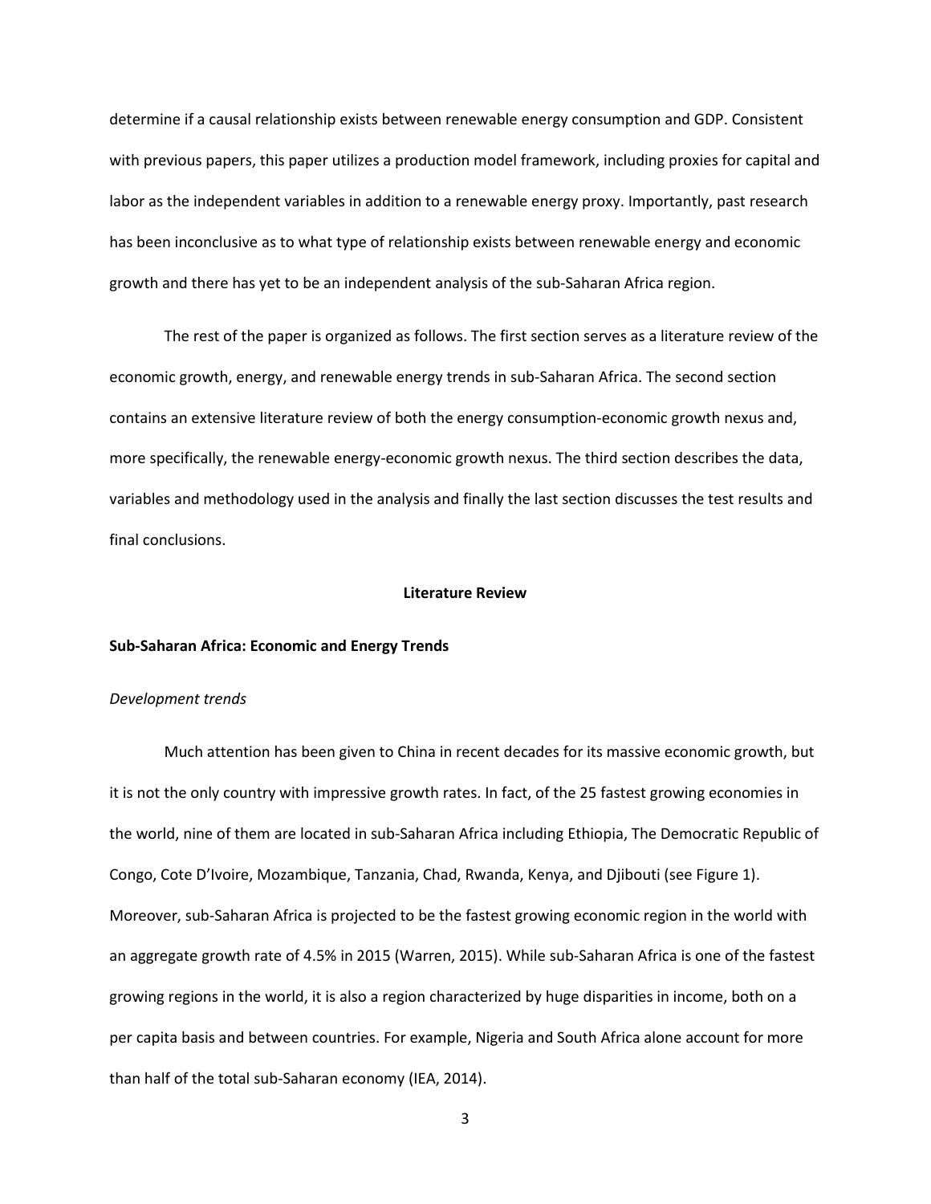determine if a causal relationship exists between renewable energy consumption and GDP. Consistent with previous papers, this paper utilizes a production model framework, including proxies for capital and labor as the independent variables in addition to a renewable energy proxy. Importantly, past research has been inconclusive as to what type of relationship exists between renewable energy and economic growth and there has yet to be an independent analysis of the sub-Saharan Africa region.

The rest of the paper is organized as follows. The first section serves as a literature review of the economic growth, energy, and renewable energy trends in sub-Saharan Africa. The second section contains an extensive literature review of both the energy consumption-economic growth nexus and, more specifically, the renewable energy-economic growth nexus. The third section describes the data, variables and methodology used in the analysis and finally the last section discusses the test results and final conclusions.

## Literature Review

### Sub-Saharan Africa: Economic and Energy Trends

*Development trends*

Much attention has been given to China in recent decades for its massive economic growth, but it is not the only country with impressive growth rates. In fact, of the 25 fastest growing economies in the world, nine of them are located in sub-Saharan Africa including Ethiopia, The Democratic Republic of Congo, Cote D'Ivoire, Mozambique, Tanzania, Chad, Rwanda, Kenya, and Djibouti (see Figure 1). Moreover, sub-Saharan Africa is projected to be the fastest growing economic region in the world with an aggregate growth rate of 4.5% in 2015 (Warren, 2015). While sub-Saharan Africa is one of the fastest growing regions in the world, it is also a region characterized by huge disparities in income, both on a per capita basis and between countries. For example, Nigeria and South Africa alone account for more than half of the total sub-Saharan economy (IEA, 2014).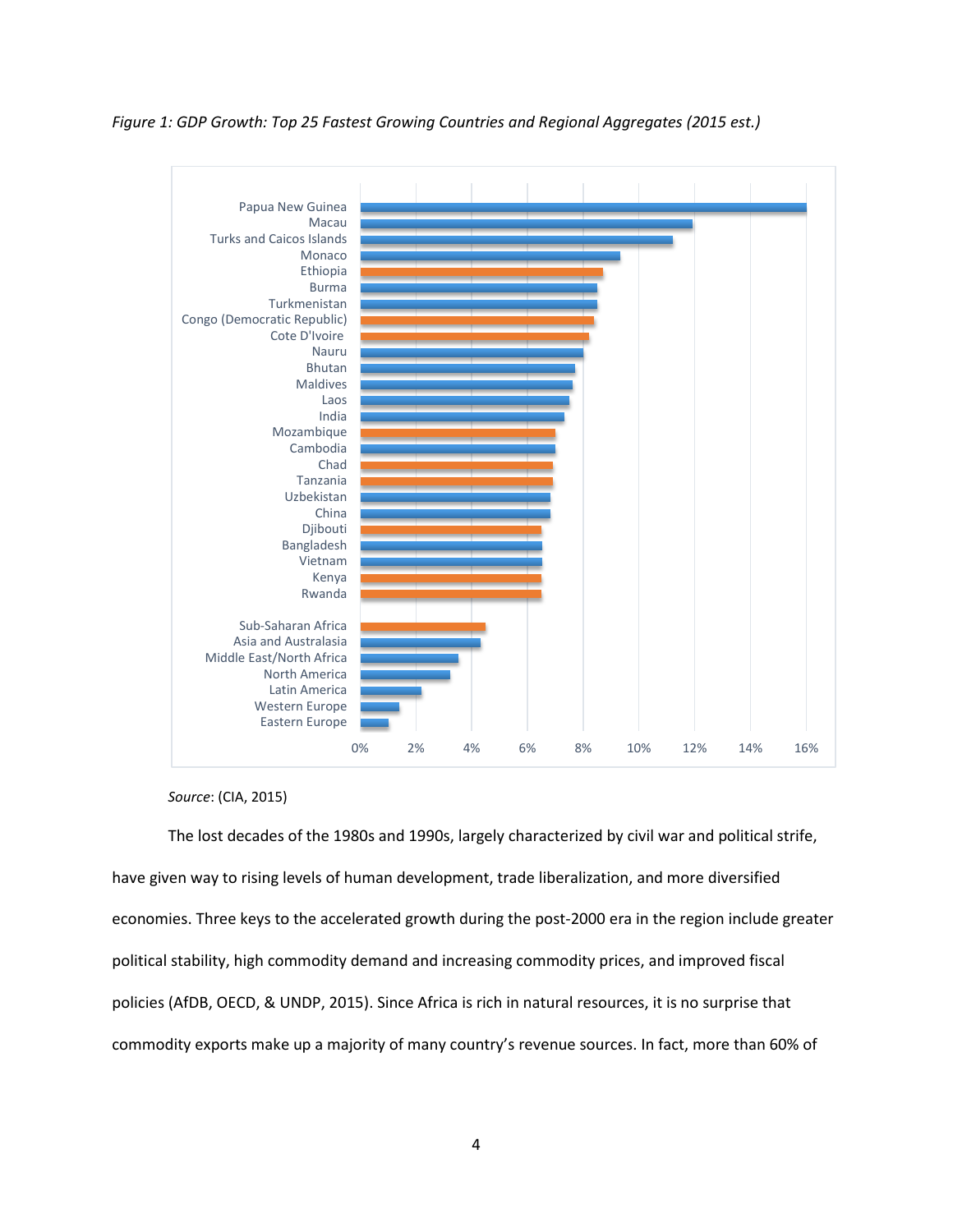*Figure 1: GDP Growth: Top 25 Fastest Growing Countries and Regional Aggregates (2015 est.)*

*Source*: (CIA, 2015)

The lost decades of the 1980s and 1990s, largely characterized by civil war and political strife, have given way to rising levels of human development, trade liberalization, and more diversified economies. Three keys to the accelerated growth during the post-2000 era in the region include greater political stability, high commodity demand and increasing commodity prices, and improved fiscal policies (AfDB, OECD, & UNDP, 2015). Since Africa is rich in natural resources, it is no surprise that commodity exports make up a majority of many country's revenue sources. In fact, more than 60% of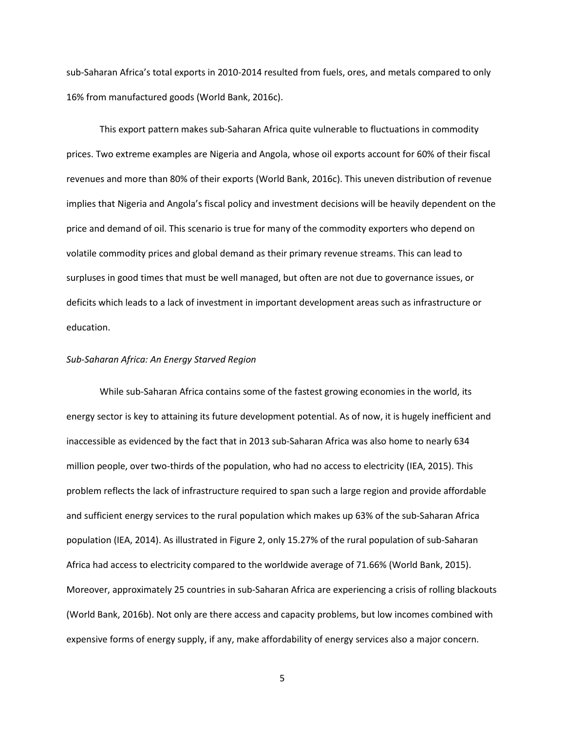sub-Saharan Africa's total exports in 2010-2014 resulted from fuels, ores, and metals compared to only 16% from manufactured goods (World Bank, 2016c).

This export pattern makes sub-Saharan Africa quite vulnerable to fluctuations in commodity prices. Two extreme examples are Nigeria and Angola, whose oil exports account for 60% of their fiscal revenues and more than 80% of their exports (World Bank, 2016c). This uneven distribution of revenue implies that Nigeria and Angola's fiscal policy and investment decisions will be heavily dependent on the price and demand of oil. This scenario is true for many of the commodity exporters who depend on volatile commodity prices and global demand as their primary revenue streams. This can lead to surpluses in good times that must be well managed, but often are not due to governance issues, or deficits which leads to a lack of investment in important development areas such as infrastructure or education.

*Sub-Saharan Africa: An Energy Starved Region*

While sub-Saharan Africa contains some of the fastest growing economies in the world, its energy sector is key to attaining its future development potential. As of now, it is hugely inefficient and inaccessible as evidenced by the fact that in 2013 sub-Saharan Africa was also home to nearly 634 million people, over two-thirds of the population, who had no access to electricity (IEA, 2015). This problem reflects the lack of infrastructure required to span such a large region and provide affordable and sufficient energy services to the rural population which makes up 63% of the sub-Saharan Africa population (IEA, 2014). As illustrated in Figure 2, only 15.27% of the rural population of sub-Saharan Africa had access to electricity compared to the worldwide average of 71.66% (World Bank, 2015). Moreover, approximately 25 countries in sub-Saharan Africa are experiencing a crisis of rolling blackouts (World Bank, 2016b). Not only are there access and capacity problems, but low incomes combined with expensive forms of energy supply, if any, make affordability of energy services also a major concern.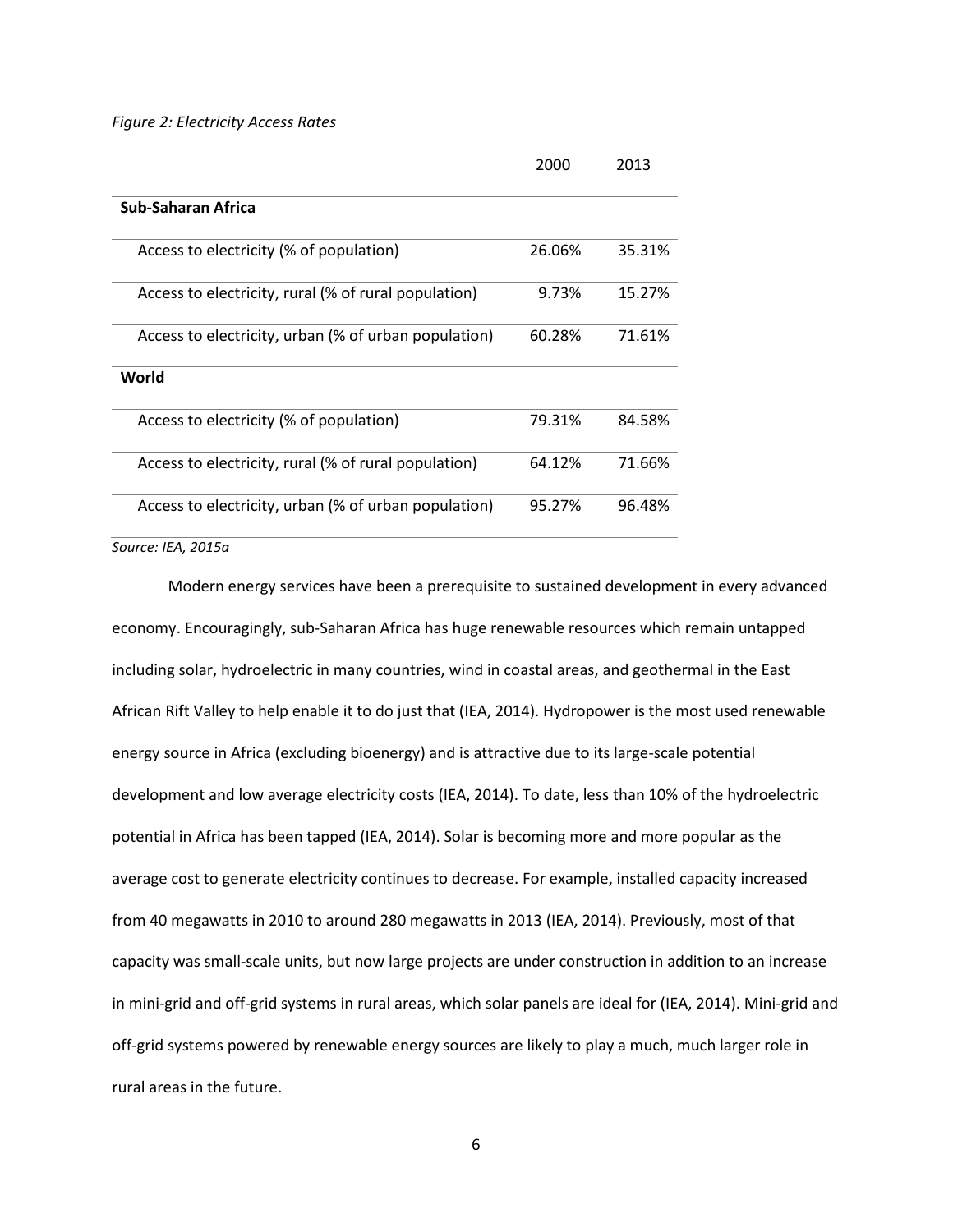*Figure 2: Electricity Access Rates*

| | 2000 | 2013 |
|---|---|---|
| **Sub-Saharan Africa** | | |
| Access to electricity (% of population) | 26.06% | 35.31% |
| Access to electricity, rural (% of rural population) | 9.73% | 15.27% |
| Access to electricity, urban (% of urban population) | 60.28% | 71.61% |
| **World** | | |
| Access to electricity (% of population) | 79.31% | 84.58% |
| Access to electricity, rural (% of rural population) | 64.12% | 71.66% |
| Access to electricity, urban (% of urban population) | 95.27% | 96.48% |

*Source: IEA, 2015a*

Modern energy services have been a prerequisite to sustained development in every advanced economy. Encouragingly, sub-Saharan Africa has huge renewable resources which remain untapped including solar, hydroelectric in many countries, wind in coastal areas, and geothermal in the East African Rift Valley to help enable it to do just that (IEA, 2014). Hydropower is the most used renewable energy source in Africa (excluding bioenergy) and is attractive due to its large-scale potential development and low average electricity costs (IEA, 2014). To date, less than 10% of the hydroelectric potential in Africa has been tapped (IEA, 2014). Solar is becoming more and more popular as the average cost to generate electricity continues to decrease. For example, installed capacity increased from 40 megawatts in 2010 to around 280 megawatts in 2013 (IEA, 2014). Previously, most of that capacity was small-scale units, but now large projects are under construction in addition to an increase in mini-grid and off-grid systems in rural areas, which solar panels are ideal for (IEA, 2014). Mini-grid and off-grid systems powered by renewable energy sources are likely to play a much, much larger role in rural areas in the future.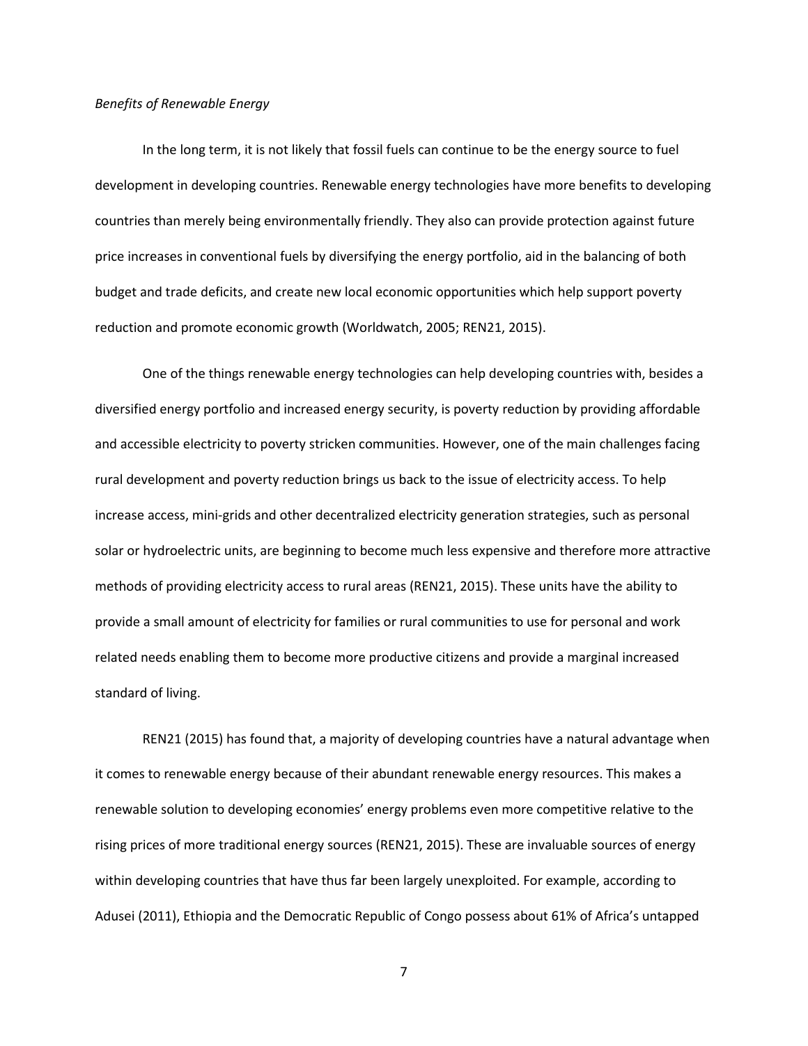*Benefits of Renewable Energy*

In the long term, it is not likely that fossil fuels can continue to be the energy source to fuel development in developing countries. Renewable energy technologies have more benefits to developing countries than merely being environmentally friendly. They also can provide protection against future price increases in conventional fuels by diversifying the energy portfolio, aid in the balancing of both budget and trade deficits, and create new local economic opportunities which help support poverty reduction and promote economic growth (Worldwatch, 2005; REN21, 2015).

One of the things renewable energy technologies can help developing countries with, besides a diversified energy portfolio and increased energy security, is poverty reduction by providing affordable and accessible electricity to poverty stricken communities. However, one of the main challenges facing rural development and poverty reduction brings us back to the issue of electricity access. To help increase access, mini-grids and other decentralized electricity generation strategies, such as personal solar or hydroelectric units, are beginning to become much less expensive and therefore more attractive methods of providing electricity access to rural areas (REN21, 2015). These units have the ability to provide a small amount of electricity for families or rural communities to use for personal and work related needs enabling them to become more productive citizens and provide a marginal increased standard of living.

REN21 (2015) has found that, a majority of developing countries have a natural advantage when it comes to renewable energy because of their abundant renewable energy resources. This makes a renewable solution to developing economies' energy problems even more competitive relative to the rising prices of more traditional energy sources (REN21, 2015). These are invaluable sources of energy within developing countries that have thus far been largely unexploited. For example, according to Adusei (2011), Ethiopia and the Democratic Republic of Congo possess about 61% of Africa's untapped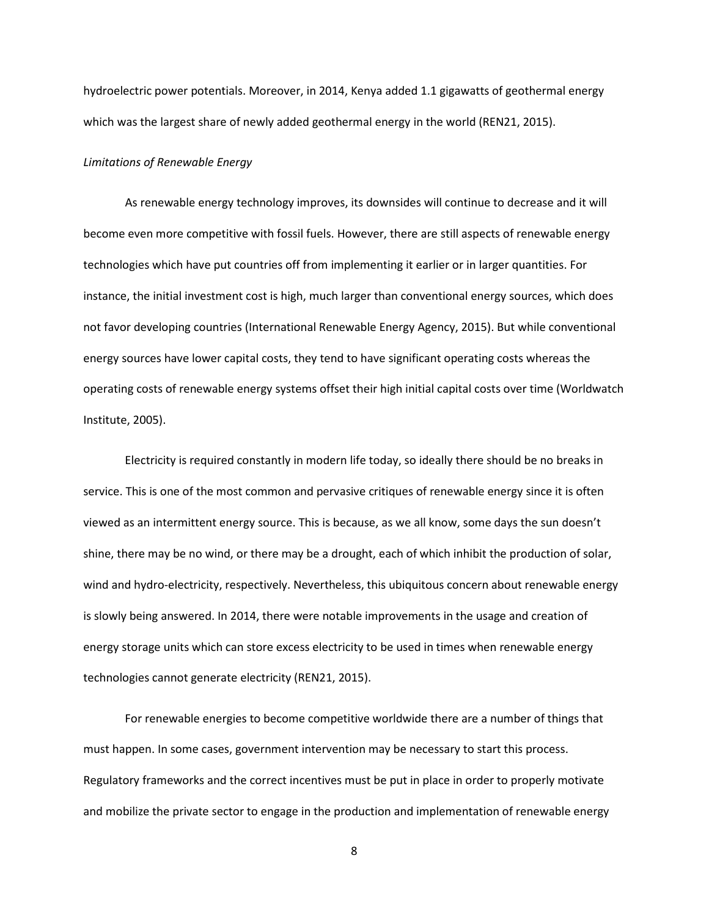hydroelectric power potentials. Moreover, in 2014, Kenya added 1.1 gigawatts of geothermal energy which was the largest share of newly added geothermal energy in the world (REN21, 2015).

*Limitations of Renewable Energy*

As renewable energy technology improves, its downsides will continue to decrease and it will become even more competitive with fossil fuels. However, there are still aspects of renewable energy technologies which have put countries off from implementing it earlier or in larger quantities. For instance, the initial investment cost is high, much larger than conventional energy sources, which does not favor developing countries (International Renewable Energy Agency, 2015). But while conventional energy sources have lower capital costs, they tend to have significant operating costs whereas the operating costs of renewable energy systems offset their high initial capital costs over time (Worldwatch Institute, 2005).

Electricity is required constantly in modern life today, so ideally there should be no breaks in service. This is one of the most common and pervasive critiques of renewable energy since it is often viewed as an intermittent energy source. This is because, as we all know, some days the sun doesn't shine, there may be no wind, or there may be a drought, each of which inhibit the production of solar, wind and hydro-electricity, respectively. Nevertheless, this ubiquitous concern about renewable energy is slowly being answered. In 2014, there were notable improvements in the usage and creation of energy storage units which can store excess electricity to be used in times when renewable energy technologies cannot generate electricity (REN21, 2015).

For renewable energies to become competitive worldwide there are a number of things that must happen. In some cases, government intervention may be necessary to start this process. Regulatory frameworks and the correct incentives must be put in place in order to properly motivate and mobilize the private sector to engage in the production and implementation of renewable energy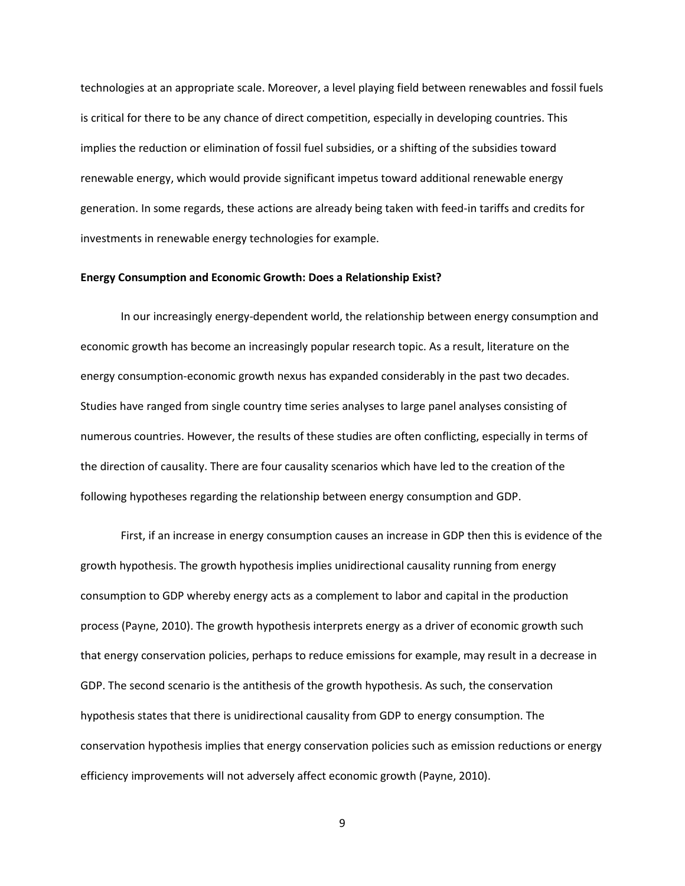technologies at an appropriate scale. Moreover, a level playing field between renewables and fossil fuels is critical for there to be any chance of direct competition, especially in developing countries. This implies the reduction or elimination of fossil fuel subsidies, or a shifting of the subsidies toward renewable energy, which would provide significant impetus toward additional renewable energy generation. In some regards, these actions are already being taken with feed-in tariffs and credits for investments in renewable energy technologies for example.

**Energy Consumption and Economic Growth: Does a Relationship Exist?**

In our increasingly energy-dependent world, the relationship between energy consumption and economic growth has become an increasingly popular research topic. As a result, literature on the energy consumption-economic growth nexus has expanded considerably in the past two decades. Studies have ranged from single country time series analyses to large panel analyses consisting of numerous countries. However, the results of these studies are often conflicting, especially in terms of the direction of causality. There are four causality scenarios which have led to the creation of the following hypotheses regarding the relationship between energy consumption and GDP.

First, if an increase in energy consumption causes an increase in GDP then this is evidence of the growth hypothesis. The growth hypothesis implies unidirectional causality running from energy consumption to GDP whereby energy acts as a complement to labor and capital in the production process (Payne, 2010). The growth hypothesis interprets energy as a driver of economic growth such that energy conservation policies, perhaps to reduce emissions for example, may result in a decrease in GDP. The second scenario is the antithesis of the growth hypothesis. As such, the conservation hypothesis states that there is unidirectional causality from GDP to energy consumption. The conservation hypothesis implies that energy conservation policies such as emission reductions or energy efficiency improvements will not adversely affect economic growth (Payne, 2010).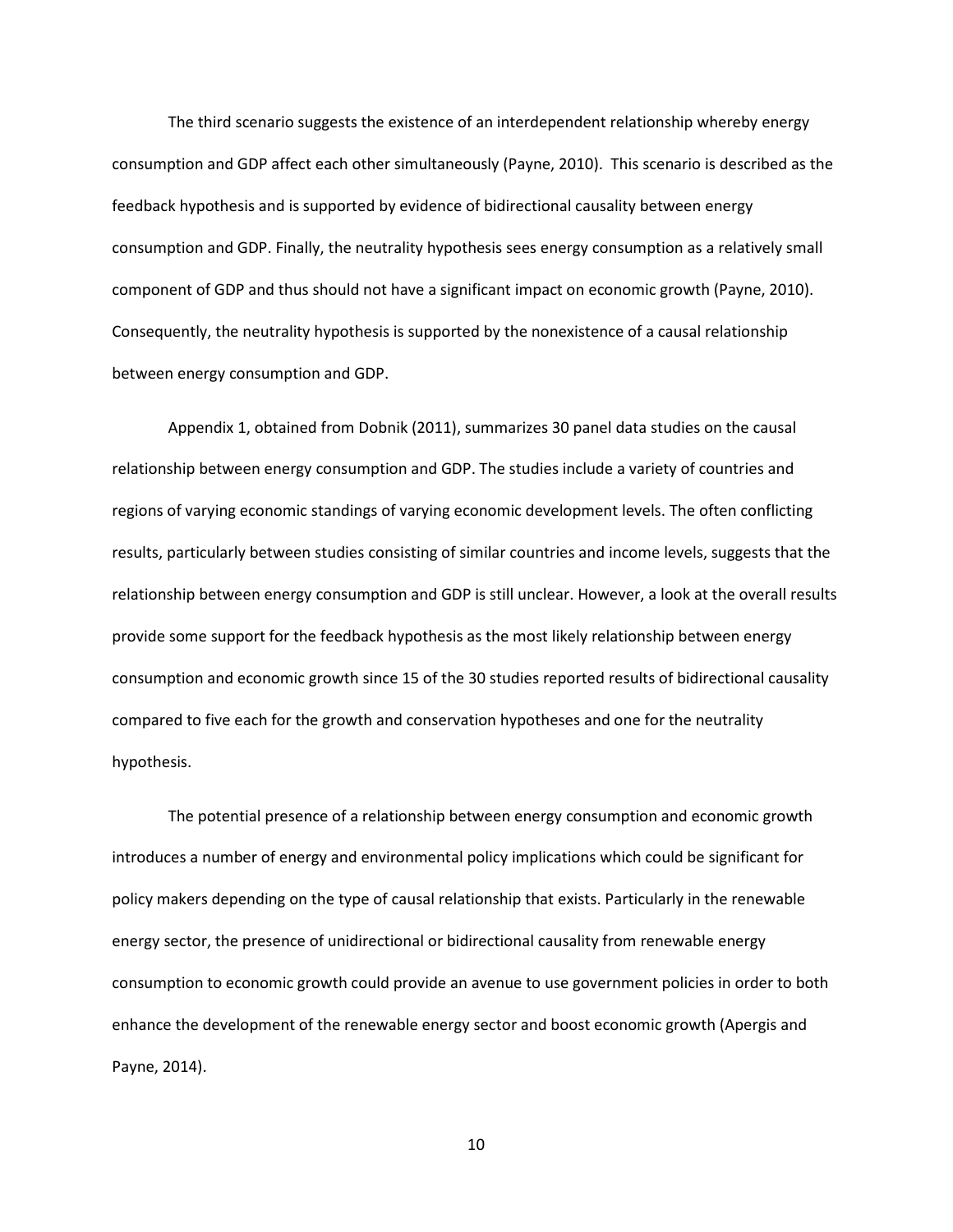The third scenario suggests the existence of an interdependent relationship whereby energy consumption and GDP affect each other simultaneously (Payne, 2010). This scenario is described as the feedback hypothesis and is supported by evidence of bidirectional causality between energy consumption and GDP. Finally, the neutrality hypothesis sees energy consumption as a relatively small component of GDP and thus should not have a significant impact on economic growth (Payne, 2010). Consequently, the neutrality hypothesis is supported by the nonexistence of a causal relationship between energy consumption and GDP.

Appendix 1, obtained from Dobnik (2011), summarizes 30 panel data studies on the causal relationship between energy consumption and GDP. The studies include a variety of countries and regions of varying economic standings of varying economic development levels. The often conflicting results, particularly between studies consisting of similar countries and income levels, suggests that the relationship between energy consumption and GDP is still unclear. However, a look at the overall results provide some support for the feedback hypothesis as the most likely relationship between energy consumption and economic growth since 15 of the 30 studies reported results of bidirectional causality compared to five each for the growth and conservation hypotheses and one for the neutrality hypothesis.

The potential presence of a relationship between energy consumption and economic growth introduces a number of energy and environmental policy implications which could be significant for policy makers depending on the type of causal relationship that exists. Particularly in the renewable energy sector, the presence of unidirectional or bidirectional causality from renewable energy consumption to economic growth could provide an avenue to use government policies in order to both enhance the development of the renewable energy sector and boost economic growth (Apergis and Payne, 2014).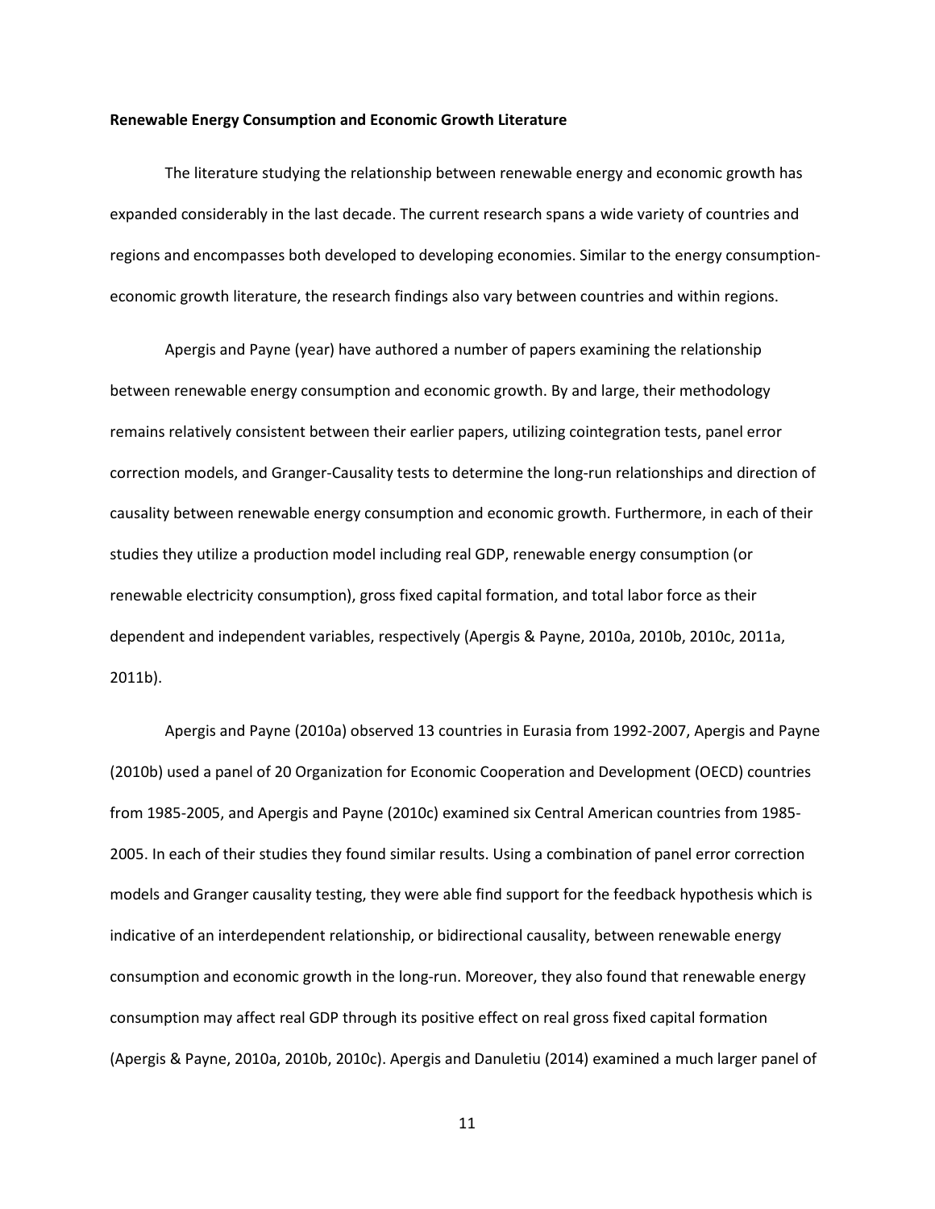**Renewable Energy Consumption and Economic Growth Literature**

The literature studying the relationship between renewable energy and economic growth has expanded considerably in the last decade. The current research spans a wide variety of countries and regions and encompasses both developed to developing economies. Similar to the energy consumption-economic growth literature, the research findings also vary between countries and within regions.

Apergis and Payne (year) have authored a number of papers examining the relationship between renewable energy consumption and economic growth. By and large, their methodology remains relatively consistent between their earlier papers, utilizing cointegration tests, panel error correction models, and Granger-Causality tests to determine the long-run relationships and direction of causality between renewable energy consumption and economic growth. Furthermore, in each of their studies they utilize a production model including real GDP, renewable energy consumption (or renewable electricity consumption), gross fixed capital formation, and total labor force as their dependent and independent variables, respectively (Apergis & Payne, 2010a, 2010b, 2010c, 2011a, 2011b).

Apergis and Payne (2010a) observed 13 countries in Eurasia from 1992-2007, Apergis and Payne (2010b) used a panel of 20 Organization for Economic Cooperation and Development (OECD) countries from 1985-2005, and Apergis and Payne (2010c) examined six Central American countries from 1985-2005. In each of their studies they found similar results. Using a combination of panel error correction models and Granger causality testing, they were able find support for the feedback hypothesis which is indicative of an interdependent relationship, or bidirectional causality, between renewable energy consumption and economic growth in the long-run. Moreover, they also found that renewable energy consumption may affect real GDP through its positive effect on real gross fixed capital formation (Apergis & Payne, 2010a, 2010b, 2010c). Apergis and Danuletiu (2014) examined a much larger panel of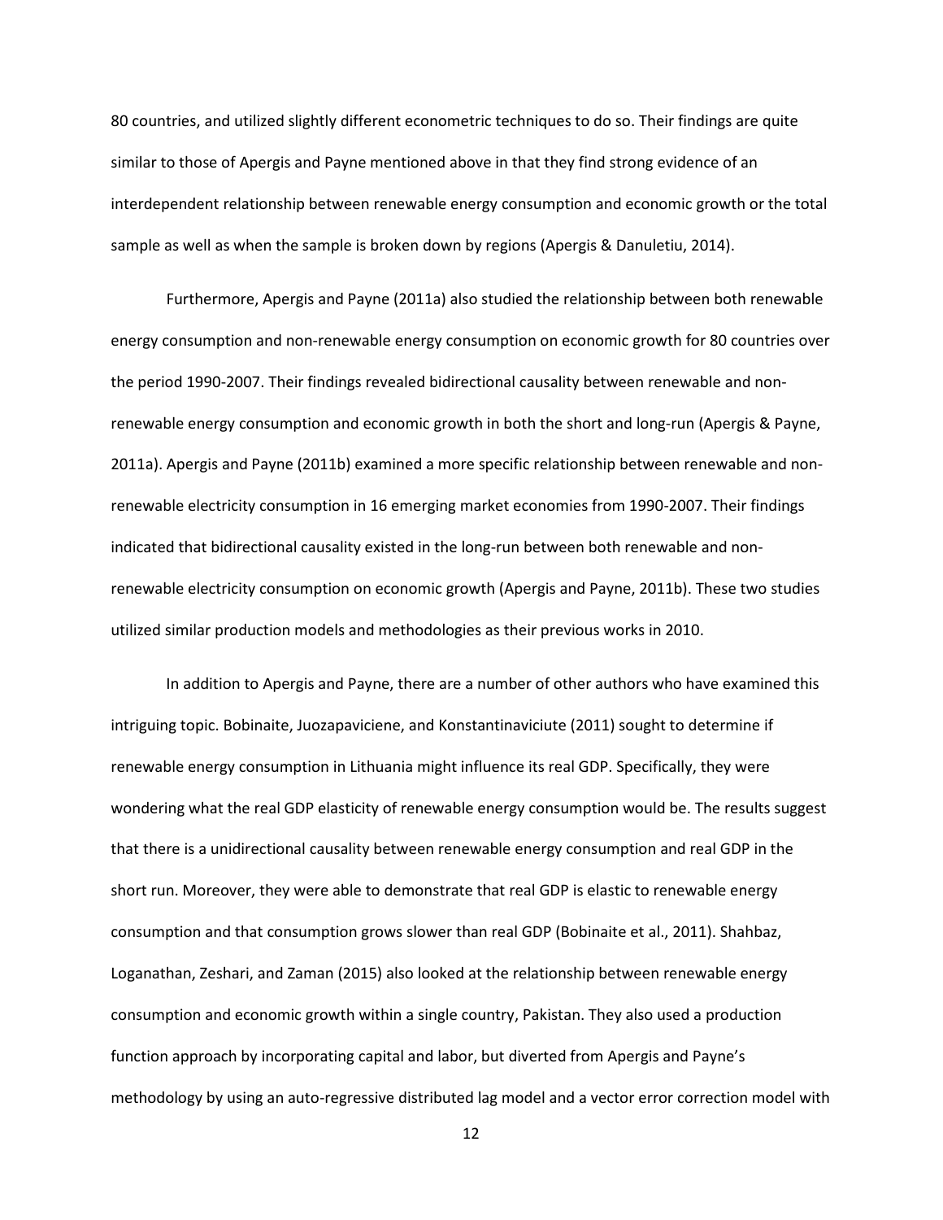80 countries, and utilized slightly different econometric techniques to do so. Their findings are quite similar to those of Apergis and Payne mentioned above in that they find strong evidence of an interdependent relationship between renewable energy consumption and economic growth or the total sample as well as when the sample is broken down by regions (Apergis & Danuletiu, 2014).

Furthermore, Apergis and Payne (2011a) also studied the relationship between both renewable energy consumption and non-renewable energy consumption on economic growth for 80 countries over the period 1990-2007. Their findings revealed bidirectional causality between renewable and non-renewable energy consumption and economic growth in both the short and long-run (Apergis & Payne, 2011a). Apergis and Payne (2011b) examined a more specific relationship between renewable and non-renewable electricity consumption in 16 emerging market economies from 1990-2007. Their findings indicated that bidirectional causality existed in the long-run between both renewable and non-renewable electricity consumption on economic growth (Apergis and Payne, 2011b). These two studies utilized similar production models and methodologies as their previous works in 2010.

In addition to Apergis and Payne, there are a number of other authors who have examined this intriguing topic. Bobinaite, Juozapaviciene, and Konstantinaviciute (2011) sought to determine if renewable energy consumption in Lithuania might influence its real GDP. Specifically, they were wondering what the real GDP elasticity of renewable energy consumption would be. The results suggest that there is a unidirectional causality between renewable energy consumption and real GDP in the short run. Moreover, they were able to demonstrate that real GDP is elastic to renewable energy consumption and that consumption grows slower than real GDP (Bobinaite et al., 2011). Shahbaz, Loganathan, Zeshari, and Zaman (2015) also looked at the relationship between renewable energy consumption and economic growth within a single country, Pakistan. They also used a production function approach by incorporating capital and labor, but diverted from Apergis and Payne's methodology by using an auto-regressive distributed lag model and a vector error correction model with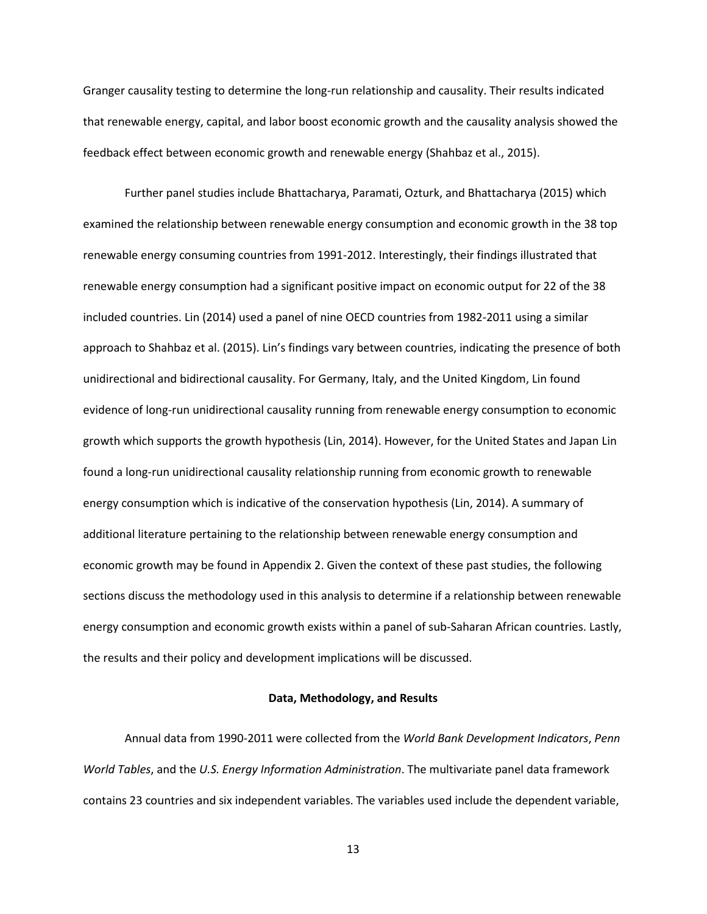Granger causality testing to determine the long-run relationship and causality. Their results indicated that renewable energy, capital, and labor boost economic growth and the causality analysis showed the feedback effect between economic growth and renewable energy (Shahbaz et al., 2015).

Further panel studies include Bhattacharya, Paramati, Ozturk, and Bhattacharya (2015) which examined the relationship between renewable energy consumption and economic growth in the 38 top renewable energy consuming countries from 1991-2012. Interestingly, their findings illustrated that renewable energy consumption had a significant positive impact on economic output for 22 of the 38 included countries. Lin (2014) used a panel of nine OECD countries from 1982-2011 using a similar approach to Shahbaz et al. (2015). Lin's findings vary between countries, indicating the presence of both unidirectional and bidirectional causality. For Germany, Italy, and the United Kingdom, Lin found evidence of long-run unidirectional causality running from renewable energy consumption to economic growth which supports the growth hypothesis (Lin, 2014). However, for the United States and Japan Lin found a long-run unidirectional causality relationship running from economic growth to renewable energy consumption which is indicative of the conservation hypothesis (Lin, 2014). A summary of additional literature pertaining to the relationship between renewable energy consumption and economic growth may be found in Appendix 2. Given the context of these past studies, the following sections discuss the methodology used in this analysis to determine if a relationship between renewable energy consumption and economic growth exists within a panel of sub-Saharan African countries. Lastly, the results and their policy and development implications will be discussed.

## Data, Methodology, and Results

Annual data from 1990-2011 were collected from the *World Bank Development Indicators*, *Penn World Tables*, and the *U.S. Energy Information Administration*. The multivariate panel data framework contains 23 countries and six independent variables. The variables used include the dependent variable,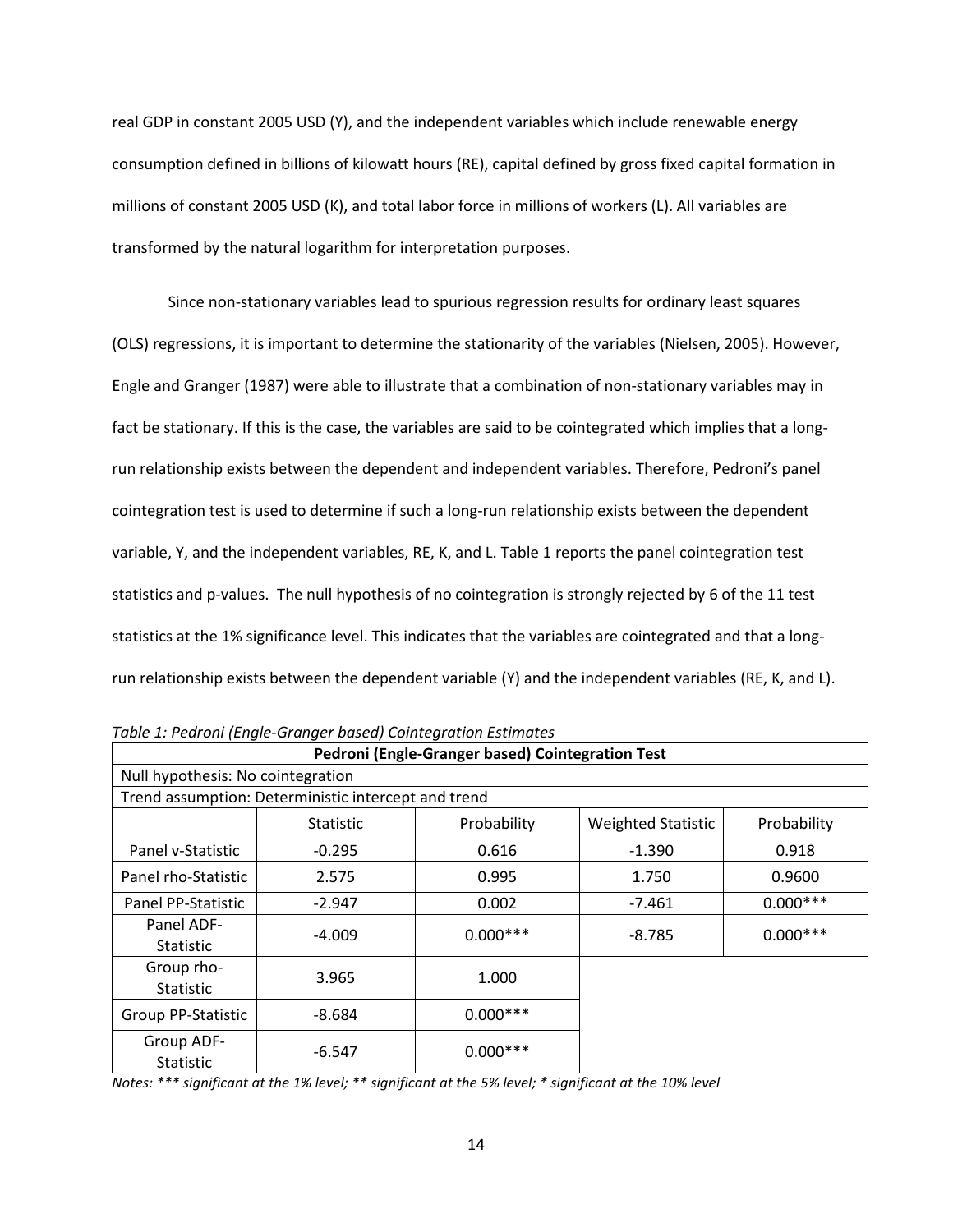real GDP in constant 2005 USD (Y), and the independent variables which include renewable energy consumption defined in billions of kilowatt hours (RE), capital defined by gross fixed capital formation in millions of constant 2005 USD (K), and total labor force in millions of workers (L). All variables are transformed by the natural logarithm for interpretation purposes.

Since non-stationary variables lead to spurious regression results for ordinary least squares (OLS) regressions, it is important to determine the stationarity of the variables (Nielsen, 2005). However, Engle and Granger (1987) were able to illustrate that a combination of non-stationary variables may in fact be stationary. If this is the case, the variables are said to be cointegrated which implies that a long-run relationship exists between the dependent and independent variables. Therefore, Pedroni's panel cointegration test is used to determine if such a long-run relationship exists between the dependent variable, Y, and the independent variables, RE, K, and L. Table 1 reports the panel cointegration test statistics and p-values. The null hypothesis of no cointegration is strongly rejected by 6 of the 11 test statistics at the 1% significance level. This indicates that the variables are cointegrated and that a long-run relationship exists between the dependent variable (Y) and the independent variables (RE, K, and L).

*Table 1: Pedroni (Engle-Granger based) Cointegration Estimates*

| **Pedroni (Engle-Granger based) Cointegration Test** | | | | |
|---|---|---|---|---|
| Null hypothesis: No cointegration | | | | |
| Trend assumption: Deterministic intercept and trend | | | | |
| | Statistic | Probability | Weighted Statistic | Probability |
| Panel v-Statistic | -0.295 | 0.616 | -1.390 | 0.918 |
| Panel rho-Statistic | 2.575 | 0.995 | 1.750 | 0.9600 |
| Panel PP-Statistic | -2.947 | 0.002 | -7.461 | 0.000*** |
| Panel ADF-Statistic | -4.009 | 0.000*** | -8.785 | 0.000*** |
| Group rho-Statistic | 3.965 | 1.000 | | |
| Group PP-Statistic | -8.684 | 0.000*** | | |
| Group ADF-Statistic | -6.547 | 0.000*** | | |

*Notes: *** significant at the 1% level; ** significant at the 5% level; * significant at the 10% level*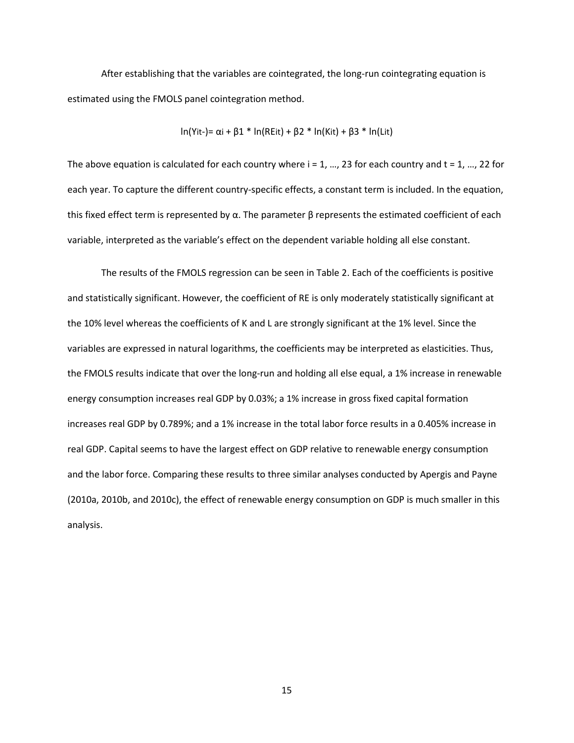After establishing that the variables are cointegrated, the long-run cointegrating equation is estimated using the FMOLS panel cointegration method.

$$\ln(Y_{it-}) = \alpha_i + \beta 1 * \ln(RE_{it}) + \beta 2 * \ln(K_{it}) + \beta 3 * \ln(L_{it})$$

The above equation is calculated for each country where i = 1, …, 23 for each country and t = 1, …, 22 for each year. To capture the different country-specific effects, a constant term is included. In the equation, this fixed effect term is represented by α. The parameter β represents the estimated coefficient of each variable, interpreted as the variable's effect on the dependent variable holding all else constant.

The results of the FMOLS regression can be seen in Table 2. Each of the coefficients is positive and statistically significant. However, the coefficient of RE is only moderately statistically significant at the 10% level whereas the coefficients of K and L are strongly significant at the 1% level. Since the variables are expressed in natural logarithms, the coefficients may be interpreted as elasticities. Thus, the FMOLS results indicate that over the long-run and holding all else equal, a 1% increase in renewable energy consumption increases real GDP by 0.03%; a 1% increase in gross fixed capital formation increases real GDP by 0.789%; and a 1% increase in the total labor force results in a 0.405% increase in real GDP. Capital seems to have the largest effect on GDP relative to renewable energy consumption and the labor force. Comparing these results to three similar analyses conducted by Apergis and Payne (2010a, 2010b, and 2010c), the effect of renewable energy consumption on GDP is much smaller in this analysis.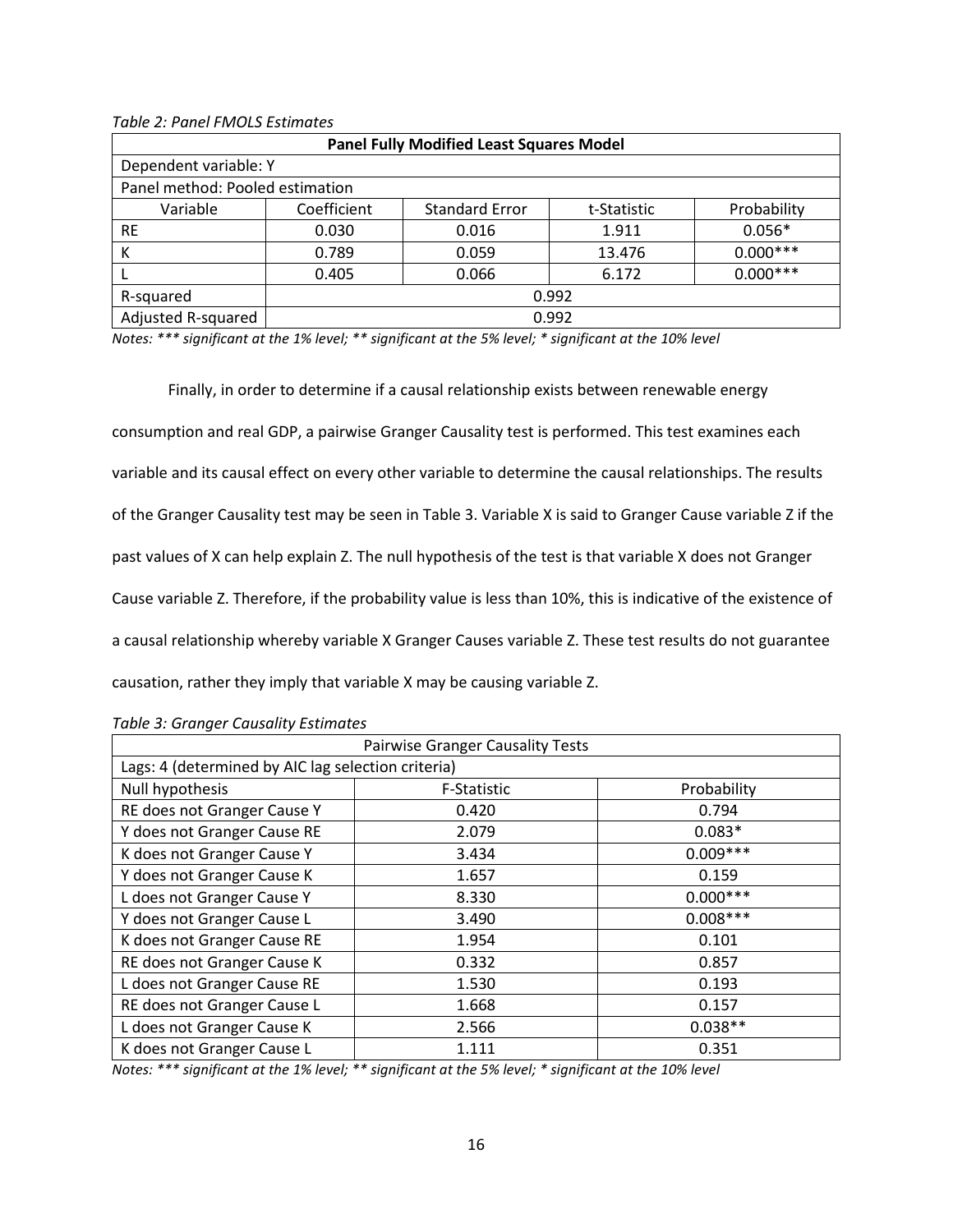*Table 2: Panel FMOLS Estimates*

| Panel Fully Modified Least Squares Model | | | | |
|---|---|---|---|---|
| Dependent variable: Y | | | | |
| Panel method: Pooled estimation | | | | |
| Variable | Coefficient | Standard Error | t-Statistic | Probability |
| RE | 0.030 | 0.016 | 1.911 | 0.056* |
| K | 0.789 | 0.059 | 13.476 | 0.000*** |
| L | 0.405 | 0.066 | 6.172 | 0.000*** |
| R-squared | 0.992 | | | |
| Adjusted R-squared | 0.992 | | | |

*Notes: *** significant at the 1% level; ** significant at the 5% level; * significant at the 10% level*

Finally, in order to determine if a causal relationship exists between renewable energy consumption and real GDP, a pairwise Granger Causality test is performed. This test examines each variable and its causal effect on every other variable to determine the causal relationships. The results of the Granger Causality test may be seen in Table 3. Variable X is said to Granger Cause variable Z if the past values of X can help explain Z. The null hypothesis of the test is that variable X does not Granger Cause variable Z. Therefore, if the probability value is less than 10%, this is indicative of the existence of a causal relationship whereby variable X Granger Causes variable Z. These test results do not guarantee causation, rather they imply that variable X may be causing variable Z.

*Table 3: Granger Causality Estimates*

| Pairwise Granger Causality Tests | | |
|---|---|---|
| Lags: 4 (determined by AIC lag selection criteria) | | |
| Null hypothesis | F-Statistic | Probability |
| RE does not Granger Cause Y | 0.420 | 0.794 |
| Y does not Granger Cause RE | 2.079 | 0.083* |
| K does not Granger Cause Y | 3.434 | 0.009*** |
| Y does not Granger Cause K | 1.657 | 0.159 |
| L does not Granger Cause Y | 8.330 | 0.000*** |
| Y does not Granger Cause L | 3.490 | 0.008*** |
| K does not Granger Cause RE | 1.954 | 0.101 |
| RE does not Granger Cause K | 0.332 | 0.857 |
| L does not Granger Cause RE | 1.530 | 0.193 |
| RE does not Granger Cause L | 1.668 | 0.157 |
| L does not Granger Cause K | 2.566 | 0.038** |
| K does not Granger Cause L | 1.111 | 0.351 |

*Notes: *** significant at the 1% level; ** significant at the 5% level; * significant at the 10% level*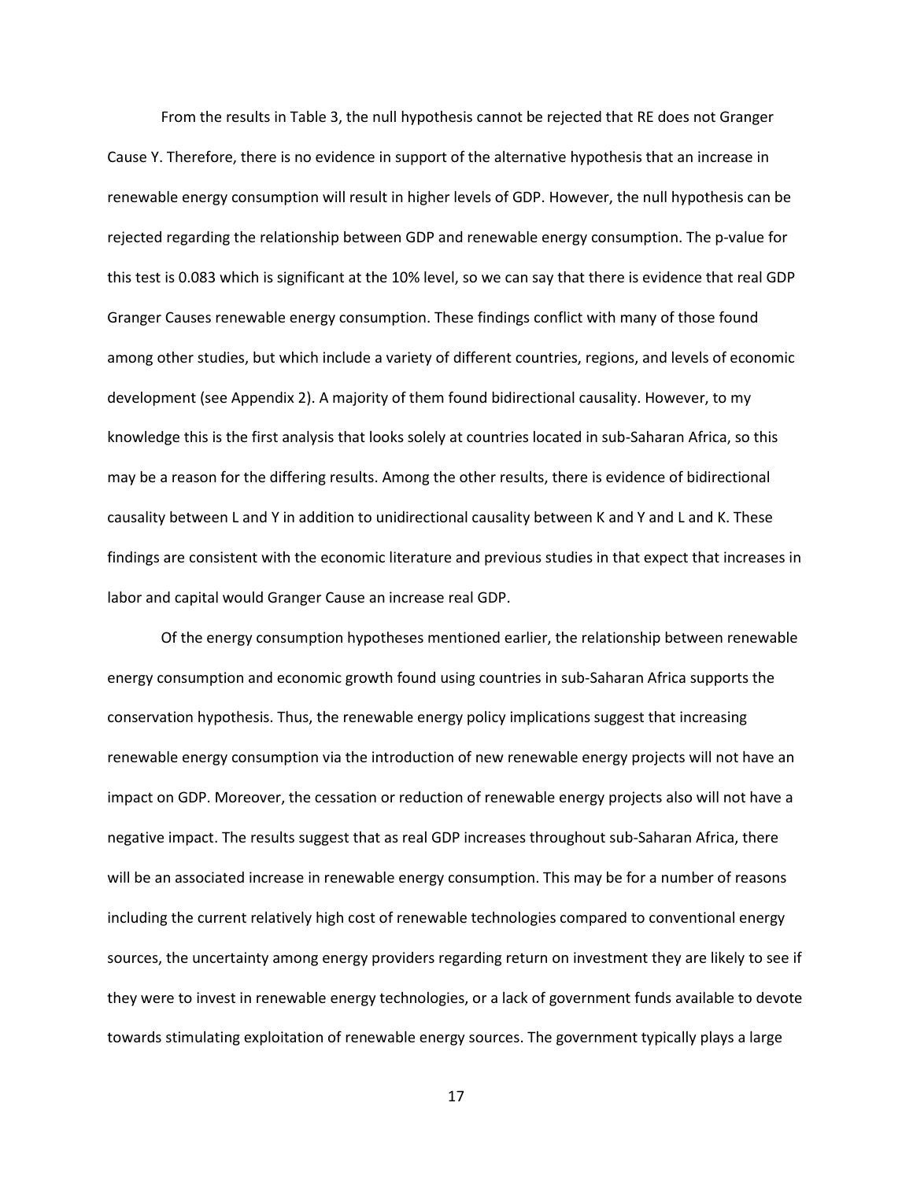From the results in Table 3, the null hypothesis cannot be rejected that RE does not Granger Cause Y. Therefore, there is no evidence in support of the alternative hypothesis that an increase in renewable energy consumption will result in higher levels of GDP. However, the null hypothesis can be rejected regarding the relationship between GDP and renewable energy consumption. The p-value for this test is 0.083 which is significant at the 10% level, so we can say that there is evidence that real GDP Granger Causes renewable energy consumption. These findings conflict with many of those found among other studies, but which include a variety of different countries, regions, and levels of economic development (see Appendix 2). A majority of them found bidirectional causality. However, to my knowledge this is the first analysis that looks solely at countries located in sub-Saharan Africa, so this may be a reason for the differing results. Among the other results, there is evidence of bidirectional causality between L and Y in addition to unidirectional causality between K and Y and L and K. These findings are consistent with the economic literature and previous studies in that expect that increases in labor and capital would Granger Cause an increase real GDP.

Of the energy consumption hypotheses mentioned earlier, the relationship between renewable energy consumption and economic growth found using countries in sub-Saharan Africa supports the conservation hypothesis. Thus, the renewable energy policy implications suggest that increasing renewable energy consumption via the introduction of new renewable energy projects will not have an impact on GDP. Moreover, the cessation or reduction of renewable energy projects also will not have a negative impact. The results suggest that as real GDP increases throughout sub-Saharan Africa, there will be an associated increase in renewable energy consumption. This may be for a number of reasons including the current relatively high cost of renewable technologies compared to conventional energy sources, the uncertainty among energy providers regarding return on investment they are likely to see if they were to invest in renewable energy technologies, or a lack of government funds available to devote towards stimulating exploitation of renewable energy sources. The government typically plays a large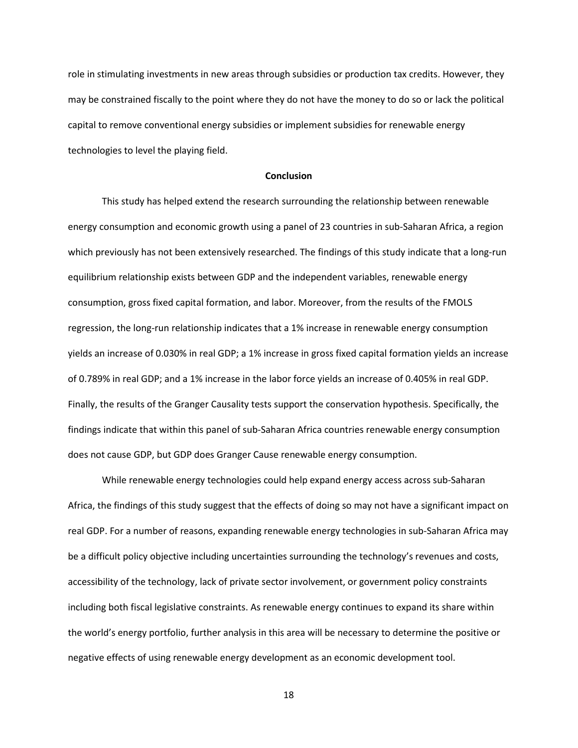role in stimulating investments in new areas through subsidies or production tax credits. However, they may be constrained fiscally to the point where they do not have the money to do so or lack the political capital to remove conventional energy subsidies or implement subsidies for renewable energy technologies to level the playing field.

## Conclusion

This study has helped extend the research surrounding the relationship between renewable energy consumption and economic growth using a panel of 23 countries in sub-Saharan Africa, a region which previously has not been extensively researched. The findings of this study indicate that a long-run equilibrium relationship exists between GDP and the independent variables, renewable energy consumption, gross fixed capital formation, and labor. Moreover, from the results of the FMOLS regression, the long-run relationship indicates that a 1% increase in renewable energy consumption yields an increase of 0.030% in real GDP; a 1% increase in gross fixed capital formation yields an increase of 0.789% in real GDP; and a 1% increase in the labor force yields an increase of 0.405% in real GDP. Finally, the results of the Granger Causality tests support the conservation hypothesis. Specifically, the findings indicate that within this panel of sub-Saharan Africa countries renewable energy consumption does not cause GDP, but GDP does Granger Cause renewable energy consumption.

While renewable energy technologies could help expand energy access across sub-Saharan Africa, the findings of this study suggest that the effects of doing so may not have a significant impact on real GDP. For a number of reasons, expanding renewable energy technologies in sub-Saharan Africa may be a difficult policy objective including uncertainties surrounding the technology's revenues and costs, accessibility of the technology, lack of private sector involvement, or government policy constraints including both fiscal legislative constraints. As renewable energy continues to expand its share within the world's energy portfolio, further analysis in this area will be necessary to determine the positive or negative effects of using renewable energy development as an economic development tool.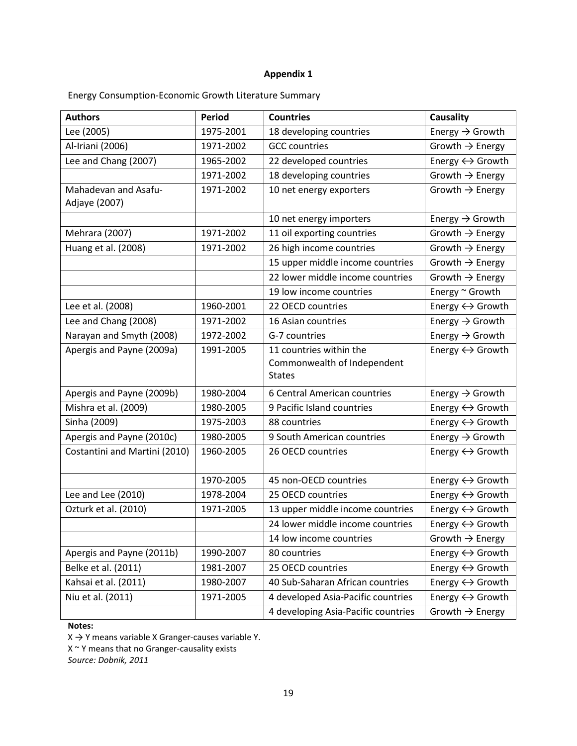**Appendix 1**

Energy Consumption-Economic Growth Literature Summary

| Authors | Period | Countries | Causality |
|---|---|---|---|
| Lee (2005) | 1975-2001 | 18 developing countries | Energy → Growth |
| Al-Iriani (2006) | 1971-2002 | GCC countries | Growth → Energy |
| Lee and Chang (2007) | 1965-2002 | 22 developed countries | Energy ↔ Growth |
| | 1971-2002 | 18 developing countries | Growth → Energy |
| Mahadevan and Asafu-Adjaye (2007) | 1971-2002 | 10 net energy exporters | Growth → Energy |
| | | 10 net energy importers | Energy → Growth |
| Mehrara (2007) | 1971-2002 | 11 oil exporting countries | Growth → Energy |
| Huang et al. (2008) | 1971-2002 | 26 high income countries | Growth → Energy |
| | | 15 upper middle income countries | Growth → Energy |
| | | 22 lower middle income countries | Growth → Energy |
| | | 19 low income countries | Energy ~ Growth |
| Lee et al. (2008) | 1960-2001 | 22 OECD countries | Energy ↔ Growth |
| Lee and Chang (2008) | 1971-2002 | 16 Asian countries | Energy → Growth |
| Narayan and Smyth (2008) | 1972-2002 | G-7 countries | Energy → Growth |
| Apergis and Payne (2009a) | 1991-2005 | 11 countries within the Commonwealth of Independent States | Energy ↔ Growth |
| Apergis and Payne (2009b) | 1980-2004 | 6 Central American countries | Energy → Growth |
| Mishra et al. (2009) | 1980-2005 | 9 Pacific Island countries | Energy ↔ Growth |
| Sinha (2009) | 1975-2003 | 88 countries | Energy ↔ Growth |
| Apergis and Payne (2010c) | 1980-2005 | 9 South American countries | Energy → Growth |
| Costantini and Martini (2010) | 1960-2005 | 26 OECD countries | Energy ↔ Growth |
| | 1970-2005 | 45 non-OECD countries | Energy ↔ Growth |
| Lee and Lee (2010) | 1978-2004 | 25 OECD countries | Energy ↔ Growth |
| Ozturk et al. (2010) | 1971-2005 | 13 upper middle income countries | Energy ↔ Growth |
| | | 24 lower middle income countries | Energy ↔ Growth |
| | | 14 low income countries | Growth → Energy |
| Apergis and Payne (2011b) | 1990-2007 | 80 countries | Energy ↔ Growth |
| Belke et al. (2011) | 1981-2007 | 25 OECD countries | Energy ↔ Growth |
| Kahsai et al. (2011) | 1980-2007 | 40 Sub-Saharan African countries | Energy ↔ Growth |
| Niu et al. (2011) | 1971-2005 | 4 developed Asia-Pacific countries | Energy ↔ Growth |
| | | 4 developing Asia-Pacific countries | Growth → Energy |

**Notes:**

X → Y means variable X Granger-causes variable Y.

X ~ Y means that no Granger-causality exists

*Source: Dobnik, 2011*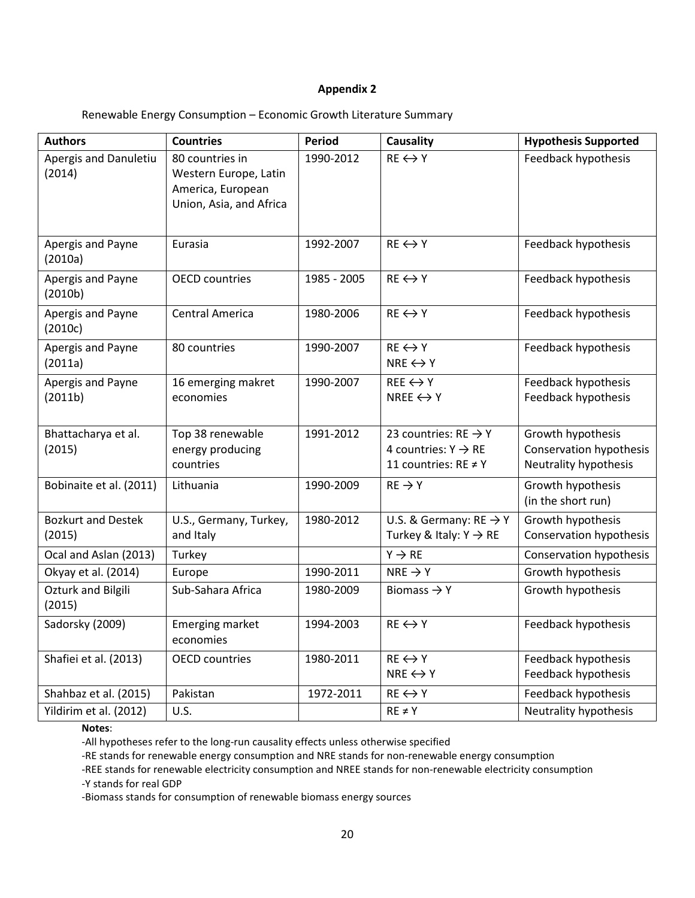**Appendix 2**

Renewable Energy Consumption – Economic Growth Literature Summary

| Authors | Countries | Period | Causality | Hypothesis Supported |
|---|---|---|---|---|
| Apergis and Danuletiu (2014) | 80 countries in Western Europe, Latin America, European Union, Asia, and Africa | 1990-2012 | RE ↔ Y | Feedback hypothesis |
| Apergis and Payne (2010a) | Eurasia | 1992-2007 | RE ↔ Y | Feedback hypothesis |
| Apergis and Payne (2010b) | OECD countries | 1985 - 2005 | RE ↔ Y | Feedback hypothesis |
| Apergis and Payne (2010c) | Central America | 1980-2006 | RE ↔ Y | Feedback hypothesis |
| Apergis and Payne (2011a) | 80 countries | 1990-2007 | RE ↔ Y<br>NRE ↔ Y | Feedback hypothesis |
| Apergis and Payne (2011b) | 16 emerging makret economies | 1990-2007 | REE ↔ Y<br>NREE ↔ Y | Feedback hypothesis<br>Feedback hypothesis |
| Bhattacharya et al. (2015) | Top 38 renewable energy producing countries | 1991-2012 | 23 countries: RE → Y<br>4 countries: Y → RE<br>11 countries: RE ≠ Y | Growth hypothesis<br>Conservation hypothesis<br>Neutrality hypothesis |
| Bobinaite et al. (2011) | Lithuania | 1990-2009 | RE → Y | Growth hypothesis (in the short run) |
| Bozkurt and Destek (2015) | U.S., Germany, Turkey, and Italy | 1980-2012 | U.S. & Germany: RE → Y<br>Turkey & Italy: Y → RE | Growth hypothesis<br>Conservation hypothesis |
| Ocal and Aslan (2013) | Turkey | | Y → RE | Conservation hypothesis |
| Okyay et al. (2014) | Europe | 1990-2011 | NRE → Y | Growth hypothesis |
| Ozturk and Bilgili (2015) | Sub-Sahara Africa | 1980-2009 | Biomass → Y | Growth hypothesis |
| Sadorsky (2009) | Emerging market economies | 1994-2003 | RE ↔ Y | Feedback hypothesis |
| Shafiei et al. (2013) | OECD countries | 1980-2011 | RE ↔ Y<br>NRE ↔ Y | Feedback hypothesis<br>Feedback hypothesis |
| Shahbaz et al. (2015) | Pakistan | 1972-2011 | RE ↔ Y | Feedback hypothesis |
| Yildirim et al. (2012) | U.S. | | RE ≠ Y | Neutrality hypothesis |

**Notes**:

-All hypotheses refer to the long-run causality effects unless otherwise specified

-RE stands for renewable energy consumption and NRE stands for non-renewable energy consumption

-REE stands for renewable electricity consumption and NREE stands for non-renewable electricity consumption

-Y stands for real GDP

-Biomass stands for consumption of renewable biomass energy sources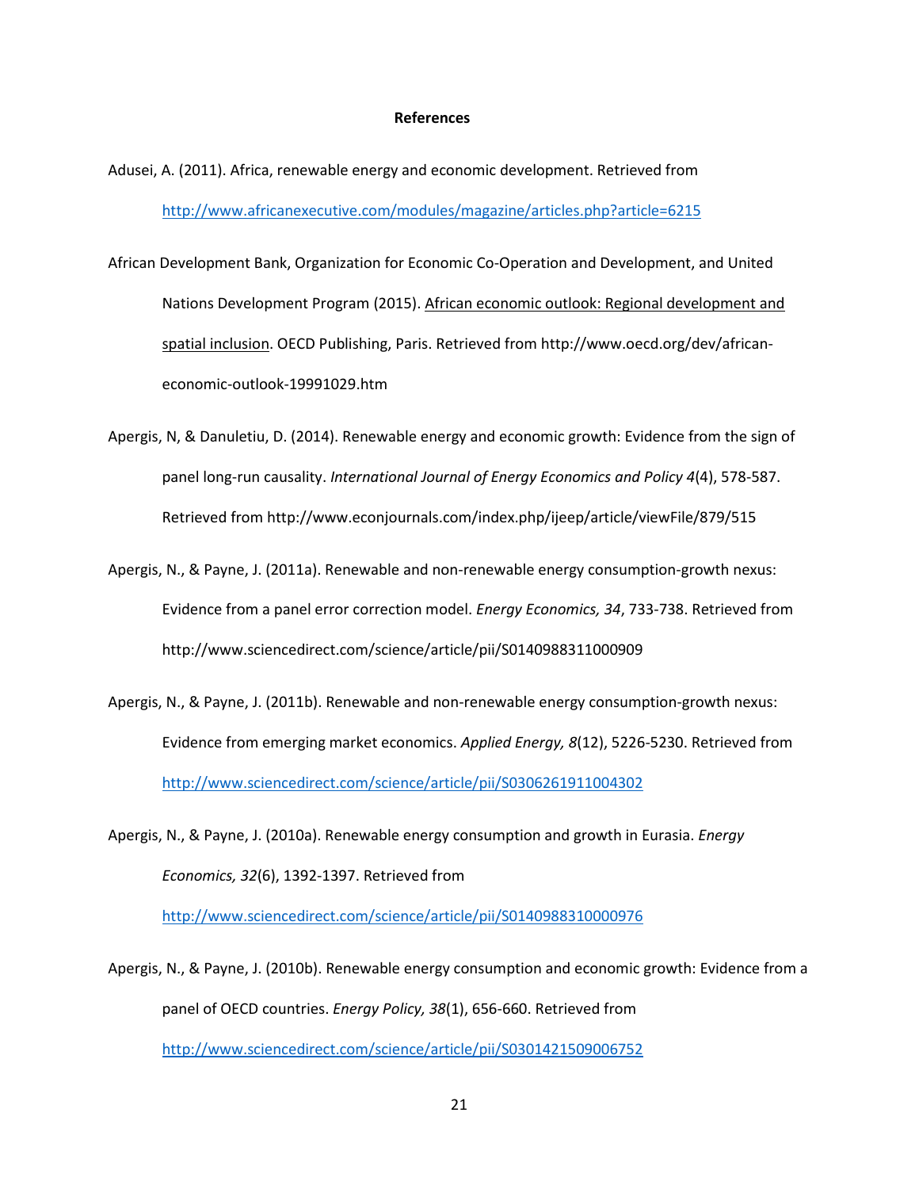# References

Adusei, A. (2011). Africa, renewable energy and economic development. Retrieved from http://www.africanexecutive.com/modules/magazine/articles.php?article=6215

African Development Bank, Organization for Economic Co-Operation and Development, and United Nations Development Program (2015). African economic outlook: Regional development and spatial inclusion. OECD Publishing, Paris. Retrieved from http://www.oecd.org/dev/african-economic-outlook-19991029.htm

Apergis, N, & Danuletiu, D. (2014). Renewable energy and economic growth: Evidence from the sign of panel long-run causality. *International Journal of Energy Economics and Policy 4*(4), 578-587. Retrieved from http://www.econjournals.com/index.php/ijeep/article/viewFile/879/515

Apergis, N., & Payne, J. (2011a). Renewable and non-renewable energy consumption-growth nexus: Evidence from a panel error correction model. *Energy Economics, 34*, 733-738. Retrieved from http://www.sciencedirect.com/science/article/pii/S0140988311000909

Apergis, N., & Payne, J. (2011b). Renewable and non-renewable energy consumption-growth nexus: Evidence from emerging market economics. *Applied Energy, 8*(12), 5226-5230. Retrieved from http://www.sciencedirect.com/science/article/pii/S0306261911004302

Apergis, N., & Payne, J. (2010a). Renewable energy consumption and growth in Eurasia. *Energy Economics, 32*(6), 1392-1397. Retrieved from http://www.sciencedirect.com/science/article/pii/S0140988310000976

Apergis, N., & Payne, J. (2010b). Renewable energy consumption and economic growth: Evidence from a panel of OECD countries. *Energy Policy, 38*(1), 656-660. Retrieved from http://www.sciencedirect.com/science/article/pii/S0301421509006752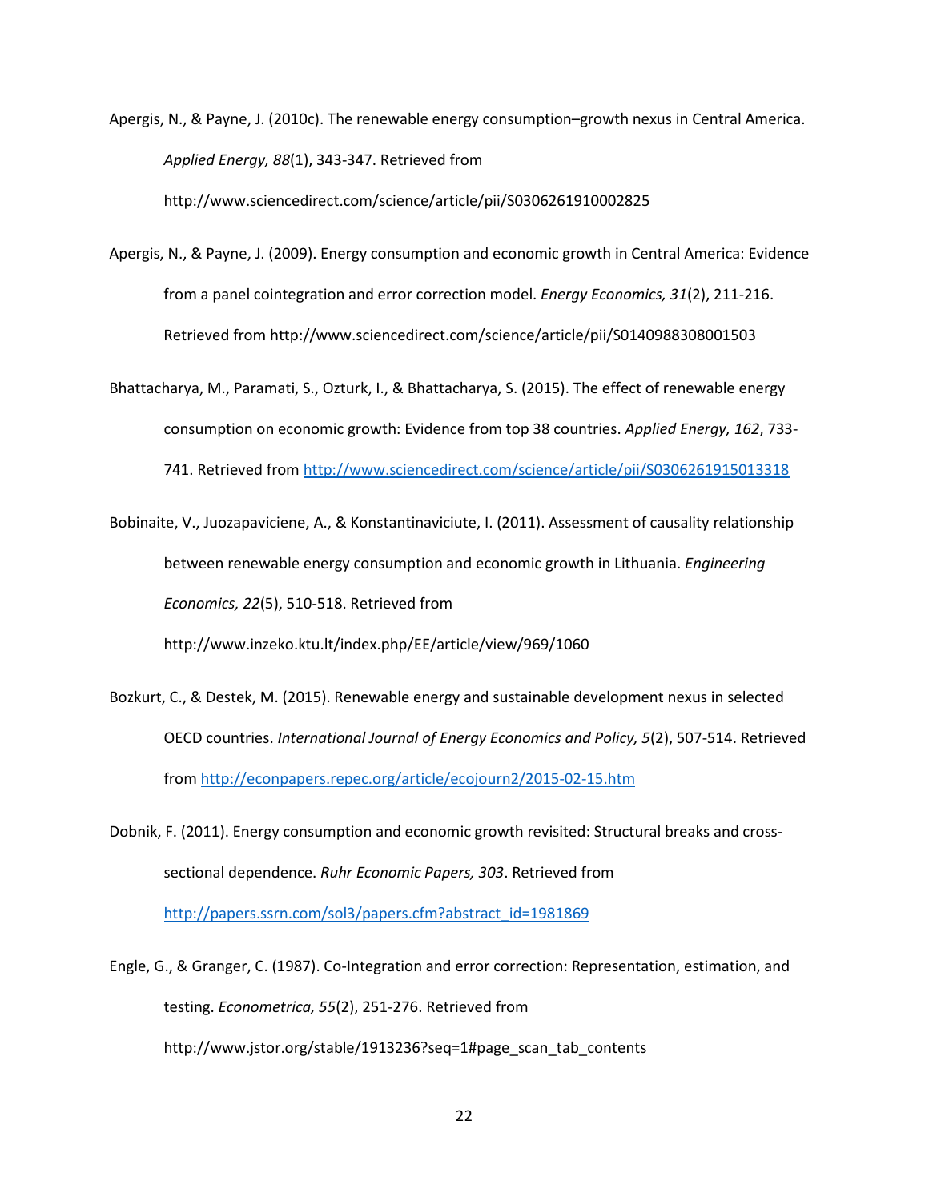Apergis, N., & Payne, J. (2010c). The renewable energy consumption–growth nexus in Central America. *Applied Energy, 88*(1), 343-347. Retrieved from http://www.sciencedirect.com/science/article/pii/S0306261910002825

Apergis, N., & Payne, J. (2009). Energy consumption and economic growth in Central America: Evidence from a panel cointegration and error correction model. *Energy Economics, 31*(2), 211-216. Retrieved from http://www.sciencedirect.com/science/article/pii/S0140988308001503

Bhattacharya, M., Paramati, S., Ozturk, I., & Bhattacharya, S. (2015). The effect of renewable energy consumption on economic growth: Evidence from top 38 countries. *Applied Energy, 162*, 733-741. Retrieved from http://www.sciencedirect.com/science/article/pii/S0306261915013318

Bobinaite, V., Juozapaviciene, A., & Konstantinaviciute, I. (2011). Assessment of causality relationship between renewable energy consumption and economic growth in Lithuania. *Engineering Economics, 22*(5), 510-518. Retrieved from http://www.inzeko.ktu.lt/index.php/EE/article/view/969/1060

Bozkurt, C., & Destek, M. (2015). Renewable energy and sustainable development nexus in selected OECD countries. *International Journal of Energy Economics and Policy, 5*(2), 507-514. Retrieved from http://econpapers.repec.org/article/ecojourn2/2015-02-15.htm

Dobnik, F. (2011). Energy consumption and economic growth revisited: Structural breaks and cross-sectional dependence. *Ruhr Economic Papers, 303*. Retrieved from http://papers.ssrn.com/sol3/papers.cfm?abstract_id=1981869

Engle, G., & Granger, C. (1987). Co-Integration and error correction: Representation, estimation, and testing. *Econometrica, 55*(2), 251-276. Retrieved from http://www.jstor.org/stable/1913236?seq=1#page_scan_tab_contents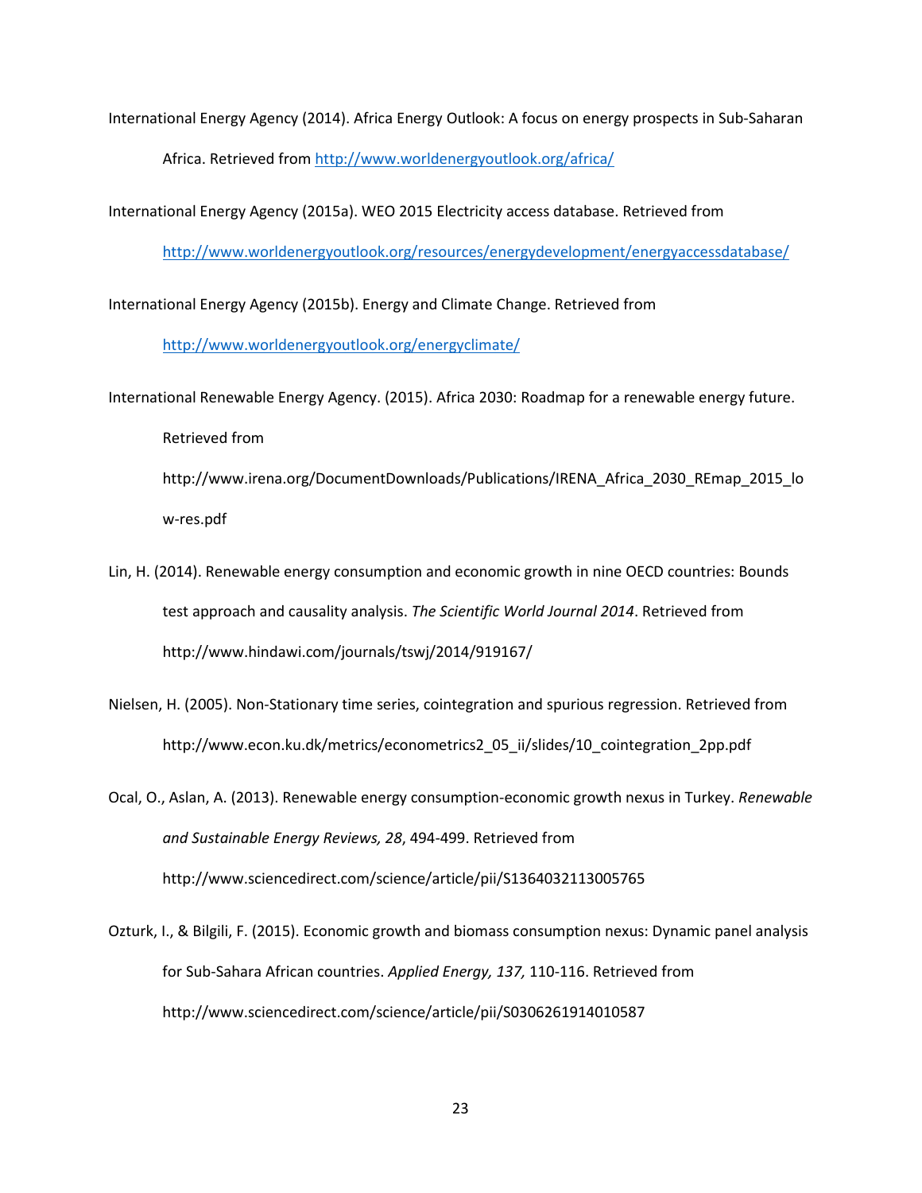International Energy Agency (2014). Africa Energy Outlook: A focus on energy prospects in Sub-Saharan Africa. Retrieved from http://www.worldenergyoutlook.org/africa/

International Energy Agency (2015a). WEO 2015 Electricity access database. Retrieved from http://www.worldenergyoutlook.org/resources/energydevelopment/energyaccessdatabase/

International Energy Agency (2015b). Energy and Climate Change. Retrieved from http://www.worldenergyoutlook.org/energyclimate/

International Renewable Energy Agency. (2015). Africa 2030: Roadmap for a renewable energy future. Retrieved from http://www.irena.org/DocumentDownloads/Publications/IRENA_Africa_2030_REmap_2015_low-res.pdf

Lin, H. (2014). Renewable energy consumption and economic growth in nine OECD countries: Bounds test approach and causality analysis. *The Scientific World Journal 2014*. Retrieved from http://www.hindawi.com/journals/tswj/2014/919167/

Nielsen, H. (2005). Non-Stationary time series, cointegration and spurious regression. Retrieved from http://www.econ.ku.dk/metrics/econometrics2_05_ii/slides/10_cointegration_2pp.pdf

Ocal, O., Aslan, A. (2013). Renewable energy consumption-economic growth nexus in Turkey. *Renewable and Sustainable Energy Reviews, 28*, 494-499. Retrieved from http://www.sciencedirect.com/science/article/pii/S1364032113005765

Ozturk, I., & Bilgili, F. (2015). Economic growth and biomass consumption nexus: Dynamic panel analysis for Sub-Sahara African countries. *Applied Energy, 137,* 110-116. Retrieved from http://www.sciencedirect.com/science/article/pii/S0306261914010587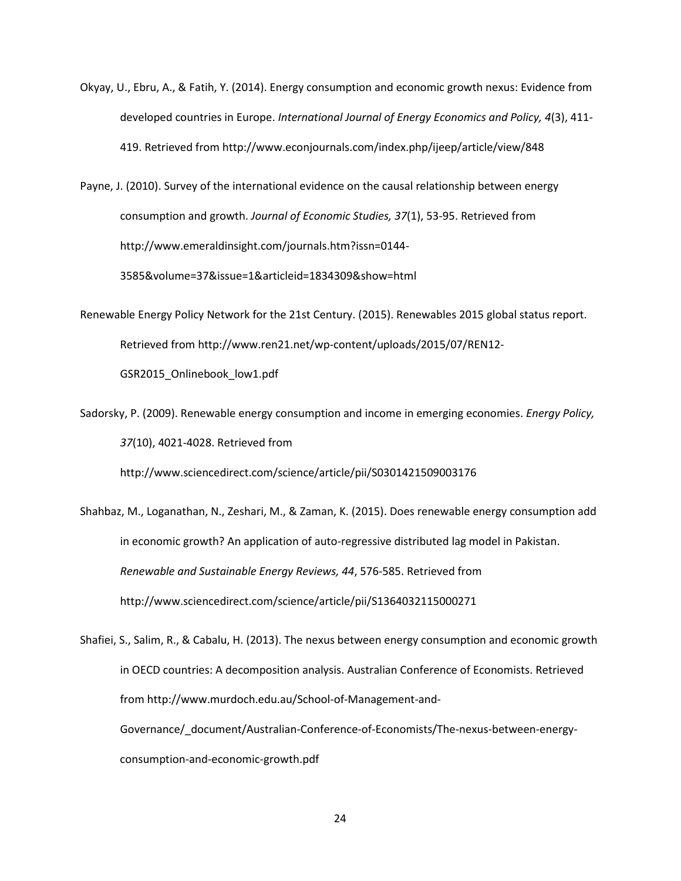Okyay, U., Ebru, A., & Fatih, Y. (2014). Energy consumption and economic growth nexus: Evidence from developed countries in Europe. *International Journal of Energy Economics and Policy, 4*(3), 411-419. Retrieved from http://www.econjournals.com/index.php/ijeep/article/view/848

Payne, J. (2010). Survey of the international evidence on the causal relationship between energy consumption and growth. *Journal of Economic Studies, 37*(1), 53-95. Retrieved from http://www.emeraldinsight.com/journals.htm?issn=0144-3585&volume=37&issue=1&articleid=1834309&show=html

Renewable Energy Policy Network for the 21st Century. (2015). Renewables 2015 global status report. Retrieved from http://www.ren21.net/wp-content/uploads/2015/07/REN12-GSR2015_Onlinebook_low1.pdf

Sadorsky, P. (2009). Renewable energy consumption and income in emerging economies. *Energy Policy, 37*(10), 4021-4028. Retrieved from http://www.sciencedirect.com/science/article/pii/S0301421509003176

Shahbaz, M., Loganathan, N., Zeshari, M., & Zaman, K. (2015). Does renewable energy consumption add in economic growth? An application of auto-regressive distributed lag model in Pakistan. *Renewable and Sustainable Energy Reviews, 44*, 576-585. Retrieved from http://www.sciencedirect.com/science/article/pii/S1364032115000271

Shafiei, S., Salim, R., & Cabalu, H. (2013). The nexus between energy consumption and economic growth in OECD countries: A decomposition analysis. Australian Conference of Economists. Retrieved from http://www.murdoch.edu.au/School-of-Management-and-Governance/_document/Australian-Conference-of-Economists/The-nexus-between-energy-consumption-and-economic-growth.pdf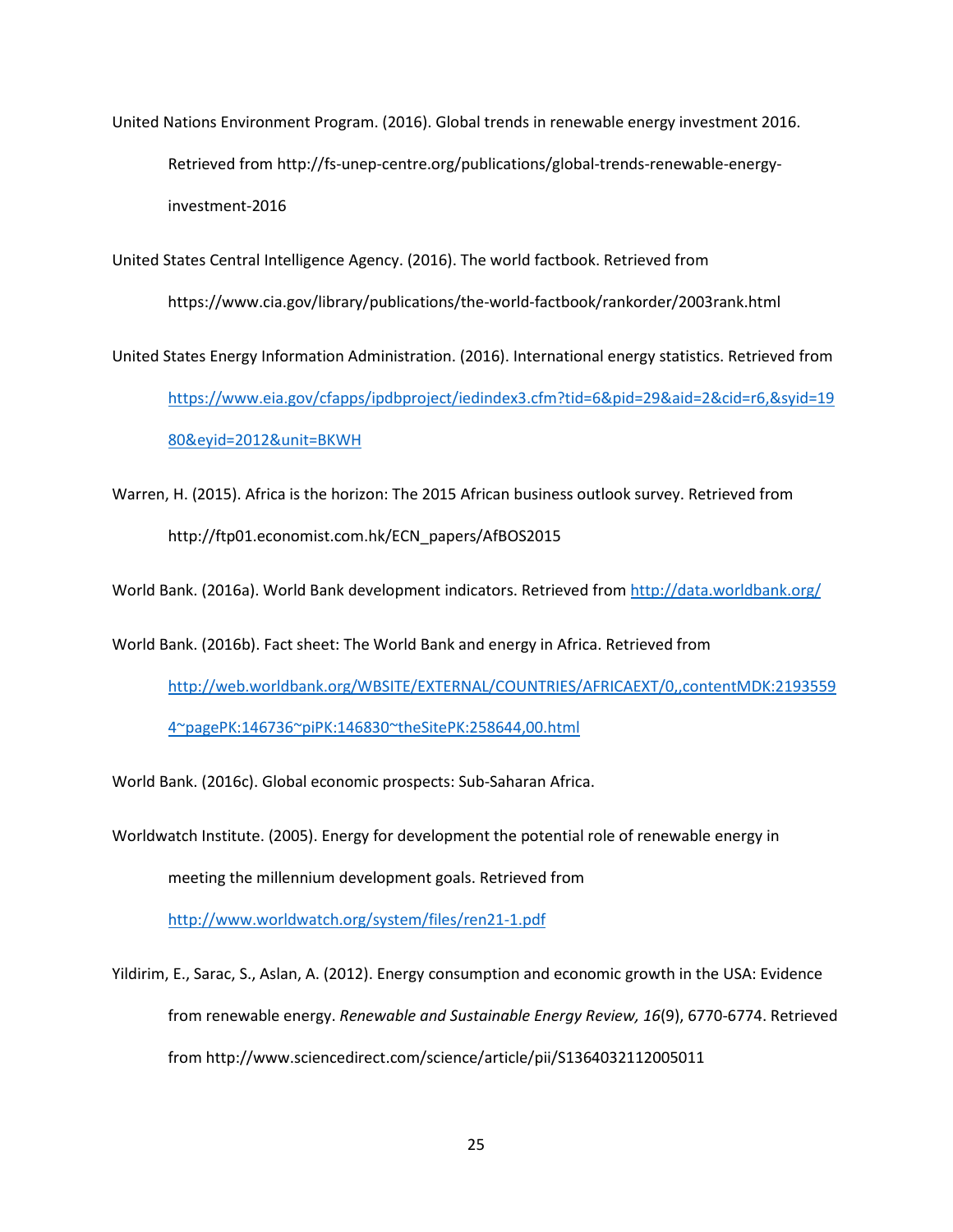United Nations Environment Program. (2016). Global trends in renewable energy investment 2016. Retrieved from http://fs-unep-centre.org/publications/global-trends-renewable-energy-investment-2016

United States Central Intelligence Agency. (2016). The world factbook. Retrieved from https://www.cia.gov/library/publications/the-world-factbook/rankorder/2003rank.html

United States Energy Information Administration. (2016). International energy statistics. Retrieved from https://www.eia.gov/cfapps/ipdbproject/iedindex3.cfm?tid=6&pid=29&aid=2&cid=r6,&syid=1980&eyid=2012&unit=BKWH

Warren, H. (2015). Africa is the horizon: The 2015 African business outlook survey. Retrieved from http://ftp01.economist.com.hk/ECN_papers/AfBOS2015

World Bank. (2016a). World Bank development indicators. Retrieved from http://data.worldbank.org/

World Bank. (2016b). Fact sheet: The World Bank and energy in Africa. Retrieved from http://web.worldbank.org/WBSITE/EXTERNAL/COUNTRIES/AFRICAEXT/0,,contentMDK:21935594~pagePK:146736~piPK:146830~theSitePK:258644,00.html

World Bank. (2016c). Global economic prospects: Sub-Saharan Africa.

Worldwatch Institute. (2005). Energy for development the potential role of renewable energy in meeting the millennium development goals. Retrieved from http://www.worldwatch.org/system/files/ren21-1.pdf

Yildirim, E., Sarac, S., Aslan, A. (2012). Energy consumption and economic growth in the USA: Evidence from renewable energy. *Renewable and Sustainable Energy Review, 16*(9), 6770-6774. Retrieved from http://www.sciencedirect.com/science/article/pii/S1364032112005011